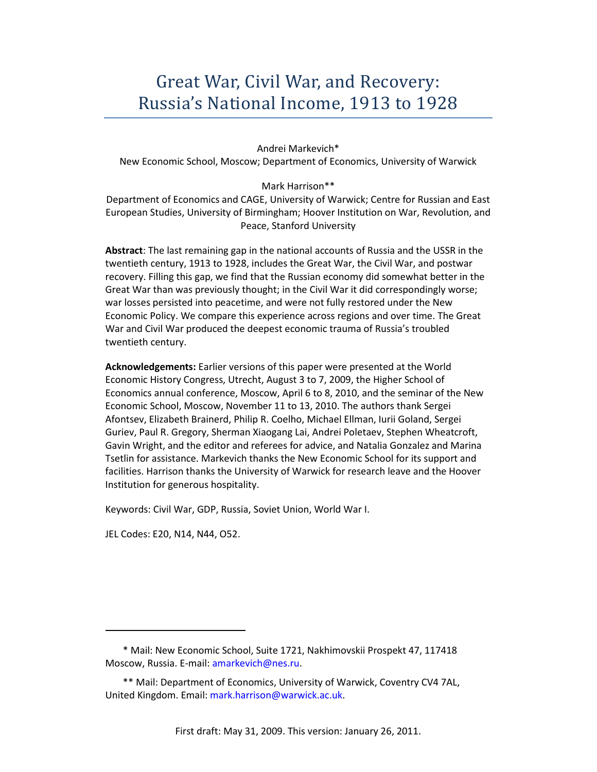# Great War, Civil War, and Recovery: Russia's National Income, 1913 to 1928

Andrei Markevich*
New School, Moscow; Department of Economics, University of Warwick

Mark Harrison**
Department of Economics and CAGE, University of Warwick; Centre for Russian and East European Studies, University of Birmingham; Hoover Institution on War, Revolution, and Peace, Stanford University

**Abstract**: The last remaining gap in the national accounts of Russia and the USSR in the twentieth century, 1913 to 1928, includes the Great War, the Civil War, and postwar recovery. Filling this gap, we find that the Russian economy did somewhat better in the Great War than was previously thought; in the Civil War it did correspondingly worse; war losses persisted into peacetime, and were not fully restored under the New Economic Policy. We compare this experience across regions and over time. The Great War and Civil War produced the deepest economic trauma of Russia's troubled twentieth century.

**Acknowledgements:** Earlier versions of this paper were presented at the World Economic History Congress, Utrecht, August 3 to 7, 2009, the Higher School of Economics annual conference, Moscow, April 6 to 8, 2010, and the seminar of the New Economic School, Moscow, November 11 to 13, 2010. The authors thank Sergei Afontsev, Elizabeth Brainerd, Philip R. Coelho, Michael Ellman, Iurii Goland, Sergei Guriev, Paul R. Gregory, Sherman Xiaogang Lai, Andrei Poletaev, Stephen Wheatcroft, Gavin Wright, and the editor and referees for advice, and Natalia Gonzalez and Marina Tsetlin for assistance. Markevich thanks the New Economic School for its support and facilities. Harrison thanks the University of Warwick for research leave and the Hoover Institution for generous hospitality.

Keywords: Civil War, GDP, Russia, Soviet Union, World War I.

JEL Codes: E20, N14, N44, O52.

---

\* Mail: New Economic School, Suite 1721, Nakhimovskii Prospekt 47, 117418 Moscow, Russia. E-mail: amarkevich@nes.ru.

\*\* Mail: Department of Economics, University of Warwick, Coventry CV4 7AL, United Kingdom. Email: mark.harrison@warwick.ac.uk.

First draft: May 31, 2009. This version: January 26, 2011.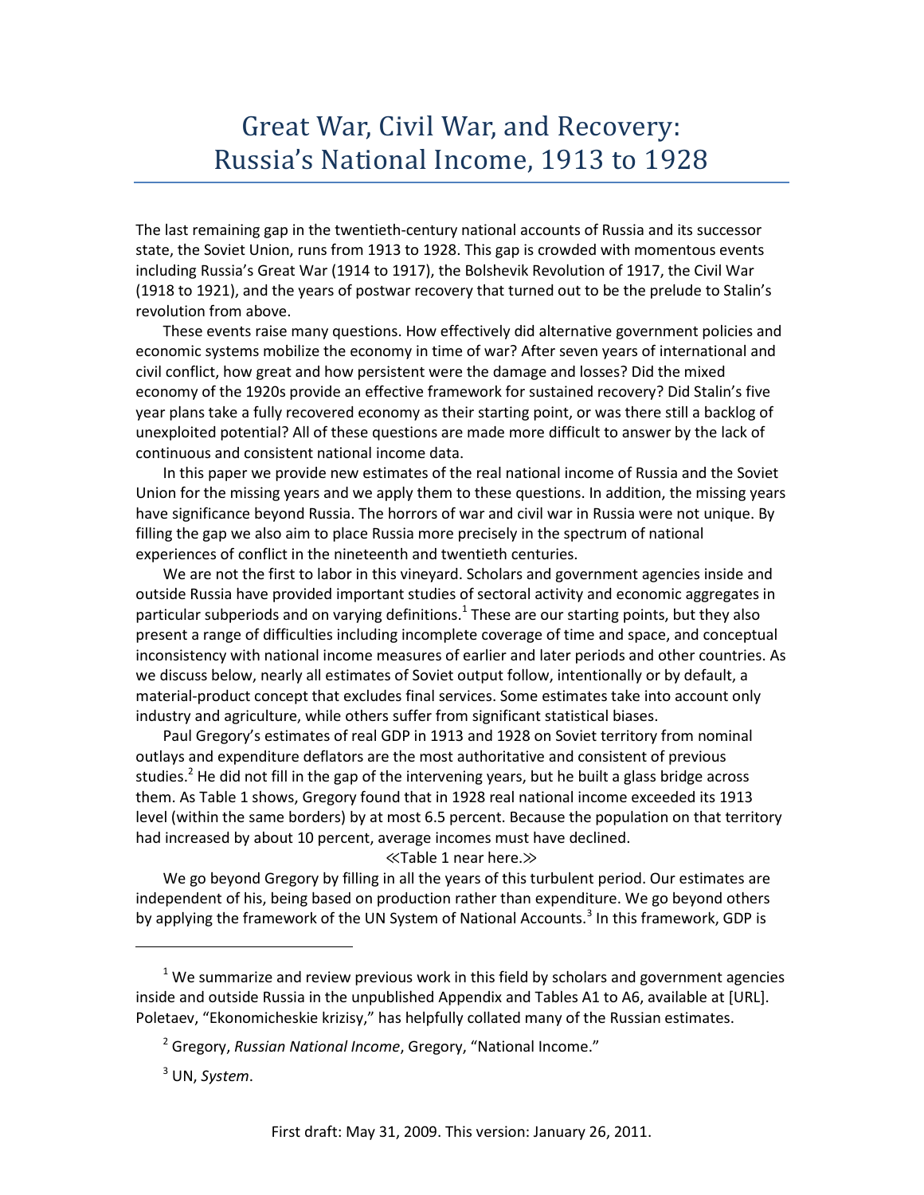# Great War, Civil War, and Recovery: Russia's National Income, 1913 to 1928

The last remaining gap in the twentieth-century national accounts of Russia and its successor state, the Soviet Union, runs from 1913 to 1928. This gap is crowded with momentous events including Russia's Great War (1914 to 1917), the Bolshevik Revolution of 1917, the Civil War (1918 to 1921), and the years of postwar recovery that turned out to be the prelude to Stalin's revolution from above.

These events raise many questions. How effectively did alternative government policies and economic systems mobilize the economy in time of war? After seven years of international and civil conflict, how great and how persistent were the damage and losses? Did the mixed economy of the 1920s provide an effective framework for sustained recovery? Did Stalin's five year plans take a fully recovered economy as their starting point, or was there still a backlog of unexploited potential? All of these questions are made more difficult to answer by the lack of continuous and consistent national income data.

In this paper we provide new estimates of the real national income of Russia and the Soviet Union for the missing years and we apply them to these questions. In addition, the missing years have significance beyond Russia. The horrors of war and civil war in Russia were not unique. By filling the gap we also aim to place Russia more precisely in the spectrum of national experiences of conflict in the nineteenth and twentieth centuries.

We are not the first to labor in this vineyard. Scholars and government agencies inside and outside Russia have provided important studies of sectoral activity and economic aggregates in particular subperiods and on varying definitions.[1] These are our starting points, but they also present a range of difficulties including incomplete coverage of time and space, and conceptual inconsistency with national income measures of earlier and later periods and other countries. As we discuss below, nearly all estimates of Soviet output follow, intentionally or by default, a material-product concept that excludes final services. Some estimates take into account only industry and agriculture, while others suffer from significant statistical biases.

Paul Gregory's estimates of real GDP in 1913 and 1928 on Soviet territory from nominal outlays and expenditure deflators are the most authoritative and consistent of previous studies.[2] He did not fill in the gap of the intervening years, but he built a glass bridge across them. As Table 1 shows, Gregory found that in 1928 real national income exceeded its 1913 level (within the same borders) by at most 6.5 percent. Because the population on that territory had increased by about 10 percent, average incomes must have declined.

≪Table 1 near here.≫

We go beyond Gregory by filling in all the years of this turbulent period. Our estimates are independent of his, being based on production rather than expenditure. We go beyond others by applying the framework of the UN System of National Accounts.[3] In this framework, GDP is

---

[1] We summarize and review previous work in this field by scholars and government agencies inside and outside Russia in the unpublished Appendix and Tables A1 to A6, available at [URL]. Poletaev, "Ekonomicheskie krizisy," has helpfully collated many of the Russian estimates.

[2] Gregory, *Russian National Income*, Gregory, "National Income."

[3] UN, *System*.

First draft: May 31, 2009. This version: January 26, 2011.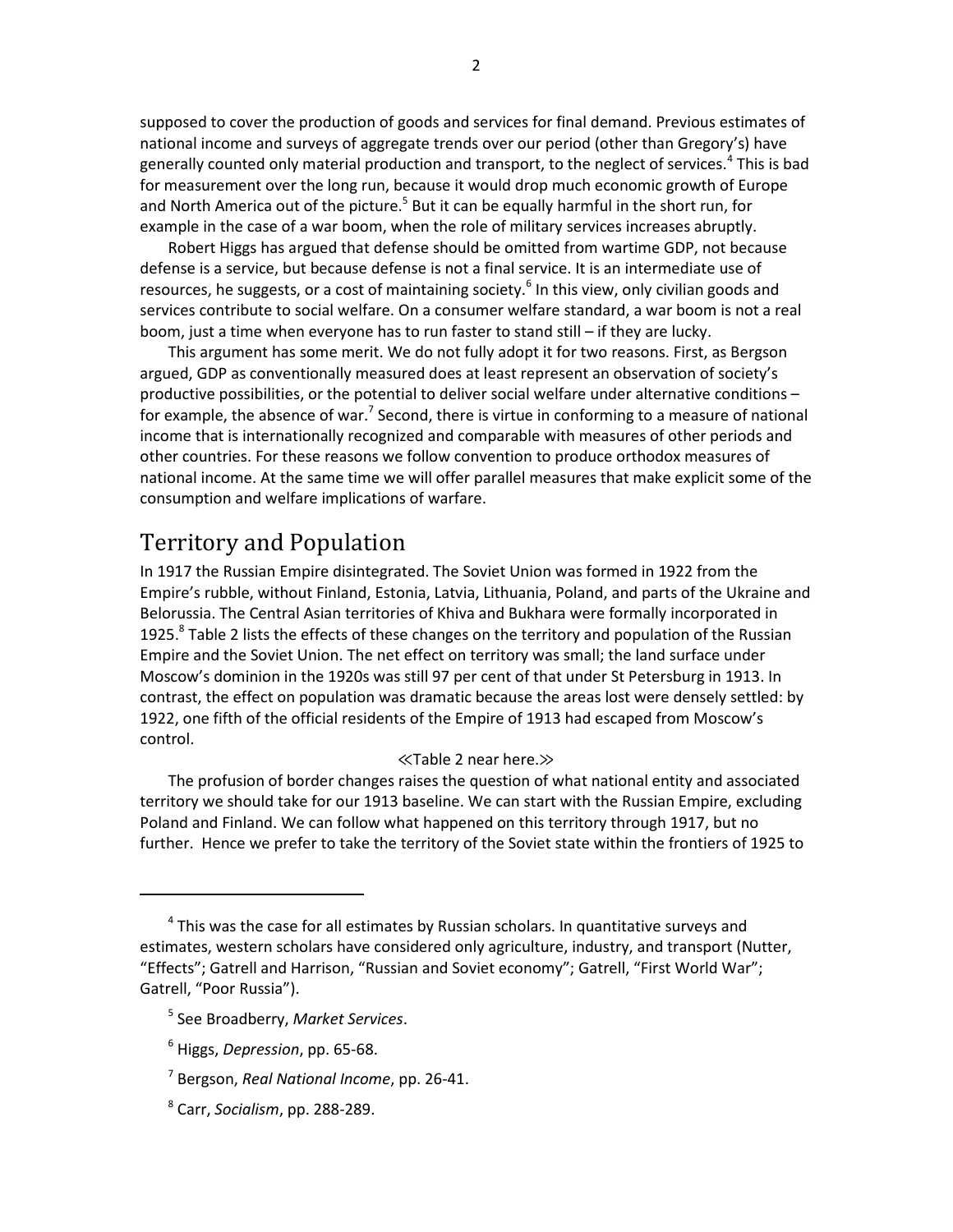supposed to cover the production of goods and services for final demand. Previous estimates of national income and surveys of aggregate trends over our period (other than Gregory's) have generally counted only material production and transport, to the neglect of services.[4] This is bad for measurement over the long run, because it would drop much economic growth of Europe and North America out of the picture.[5] But it can be equally harmful in the short run, for example in the case of a war boom, when the role of military services increases abruptly.

Robert Higgs has argued that defense should be omitted from wartime GDP, not because defense is a service, but because defense is not a final service. It is an intermediate use of resources, he suggests, or a cost of maintaining society.[6] In this view, only civilian goods and services contribute to social welfare. On a consumer welfare standard, a war boom is not a real boom, just a time when everyone has to run faster to stand still – if they are lucky.

This argument has some merit. We do not fully adopt it for two reasons. First, as Bergson argued, GDP as conventionally measured does at least represent an observation of society's productive possibilities, or the potential to deliver social welfare under alternative conditions – for example, the absence of war.[7] Second, there is virtue in conforming to a measure of national income that is internationally recognized and comparable with measures of other periods and other countries. For these reasons we follow convention to produce orthodox measures of national income. At the same time we will offer parallel measures that make explicit some of the consumption and welfare implications of warfare.

## Territory and Population

In 1917 the Russian Empire disintegrated. The Soviet Union was formed in 1922 from the Empire's rubble, without Finland, Estonia, Latvia, Lithuania, Poland, and parts of the Ukraine and Belorussia. The Central Asian territories of Khiva and Bukhara were formally incorporated in 1925.[8] Table 2 lists the effects of these changes on the territory and population of the Russian Empire and the Soviet Union. The net effect on territory was small; the land surface under Moscow's dominion in the 1920s was still 97 per cent of that under St Petersburg in 1913. In contrast, the effect on population was dramatic because the areas lost were densely settled: by 1922, one fifth of the official residents of the Empire of 1913 had escaped from Moscow's control.

≪Table 2 near here.≫

The profusion of border changes raises the question of what national entity and associated territory we should take for our 1913 baseline. We can start with the Russian Empire, excluding Poland and Finland. We can follow what happened on this territory through 1917, but no further. Hence we prefer to take the territory of the Soviet state within the frontiers of 1925 to

[4] This was the case for all estimates by Russian scholars. In quantitative surveys and estimates, western scholars have considered only agriculture, industry, and transport (Nutter, "Effects"; Gatrell and Harrison, "Russian and Soviet economy"; Gatrell, "First World War"; Gatrell, "Poor Russia").

[5] See Broadberry, *Market Services*.

[6] Higgs, *Depression*, pp. 65-68.

[7] Bergson, *Real National Income*, pp. 26-41.

[8] Carr, *Socialism*, pp. 288-289.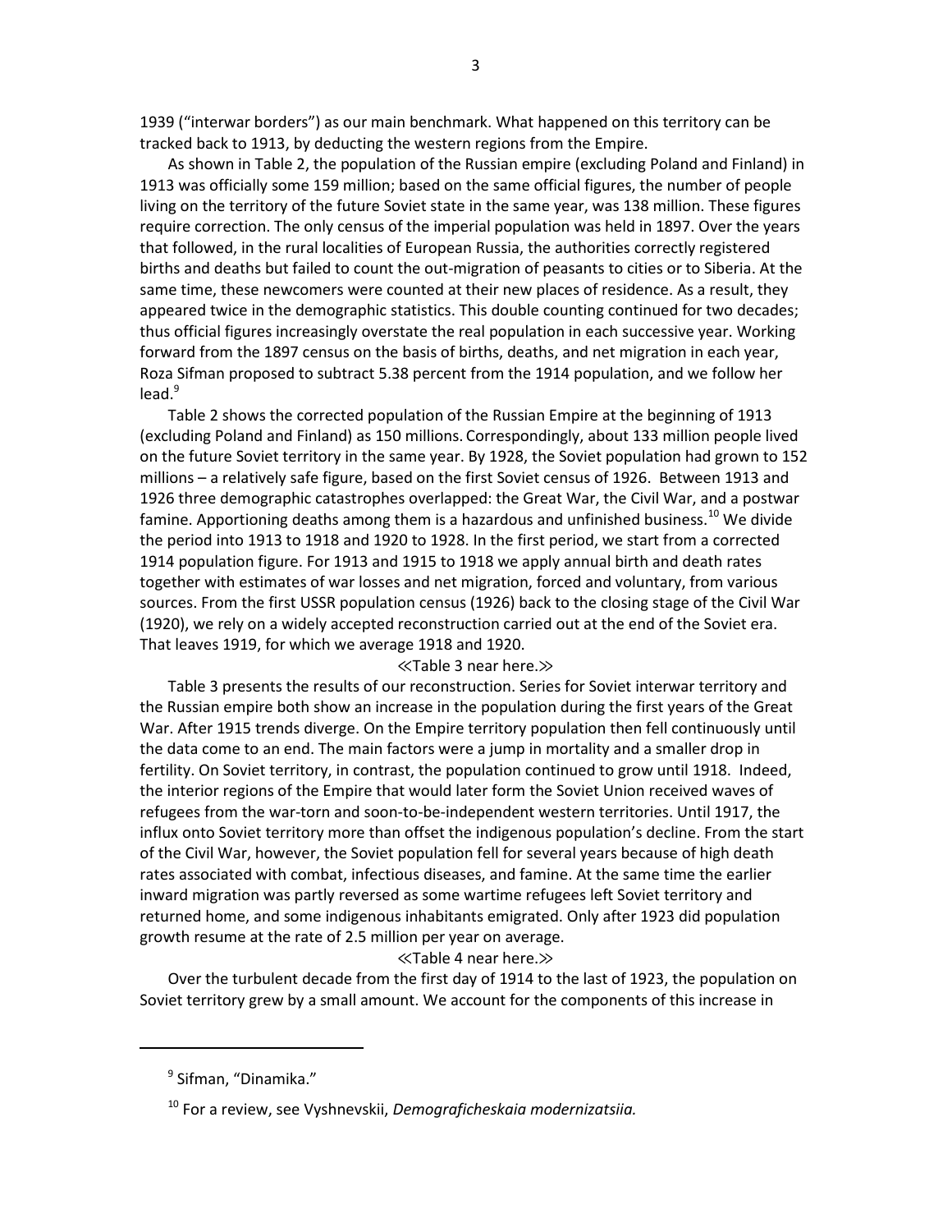1939 ("interwar borders") as our main benchmark. What happened on this territory can be tracked back to 1913, by deducting the western regions from the Empire.

As shown in Table 2, the population of the Russian empire (excluding Poland and Finland) in 1913 was officially some 159 million; based on the same official figures, the number of people living on the territory of the future Soviet state in the same year, was 138 million. These figures require correction. The only census of the imperial population was held in 1897. Over the years that followed, in the rural localities of European Russia, the authorities correctly registered births and deaths but failed to count the out-migration of peasants to cities or to Siberia. At the same time, these newcomers were counted at their new places of residence. As a result, they appeared twice in the demographic statistics. This double counting continued for two decades; thus official figures increasingly overstate the real population in each successive year. Working forward from the 1897 census on the basis of births, deaths, and net migration in each year, Roza Sifman proposed to subtract 5.38 percent from the 1914 population, and we follow her lead.[9]

Table 2 shows the corrected population of the Russian Empire at the beginning of 1913 (excluding Poland and Finland) as 150 millions. Correspondingly, about 133 million people lived on the future Soviet territory in the same year. By 1928, the Soviet population had grown to 152 millions – a relatively safe figure, based on the first Soviet census of 1926. Between 1913 and 1926 three demographic catastrophes overlapped: the Great War, the Civil War, and a postwar famine. Apportioning deaths among them is a hazardous and unfinished business.[10] We divide the period into 1913 to 1918 and 1920 to 1928. In the first period, we start from a corrected 1914 population figure. For 1913 and 1915 to 1918 we apply annual birth and death rates together with estimates of war losses and net migration, forced and voluntary, from various sources. From the first USSR population census (1926) back to the closing stage of the Civil War (1920), we rely on a widely accepted reconstruction carried out at the end of the Soviet era. That leaves 1919, for which we average 1918 and 1920.

≪Table 3 near here.≫

Table 3 presents the results of our reconstruction. Series for Soviet interwar territory and the Russian empire both show an increase in the population during the first years of the Great War. After 1915 trends diverge. On the Empire territory population then fell continuously until the data come to an end. The main factors were a jump in mortality and a smaller drop in fertility. On Soviet territory, in contrast, the population continued to grow until 1918. Indeed, the interior regions of the Empire that would later form the Soviet Union received waves of refugees from the war-torn and soon-to-be-independent western territories. Until 1917, the influx onto Soviet territory more than offset the indigenous population's decline. From the start of the Civil War, however, the Soviet population fell for several years because of high death rates associated with combat, infectious diseases, and famine. At the same time the earlier inward migration was partly reversed as some wartime refugees left Soviet territory and returned home, and some indigenous inhabitants emigrated. Only after 1923 did population growth resume at the rate of 2.5 million per year on average.

≪Table 4 near here.≫

Over the turbulent decade from the first day of 1914 to the last of 1923, the population on Soviet territory grew by a small amount. We account for the components of this increase in

---

[9] Sifman, "Dinamika."

[10] For a review, see Vyshnevskii, *Demograficheskaia modernizatsiia.*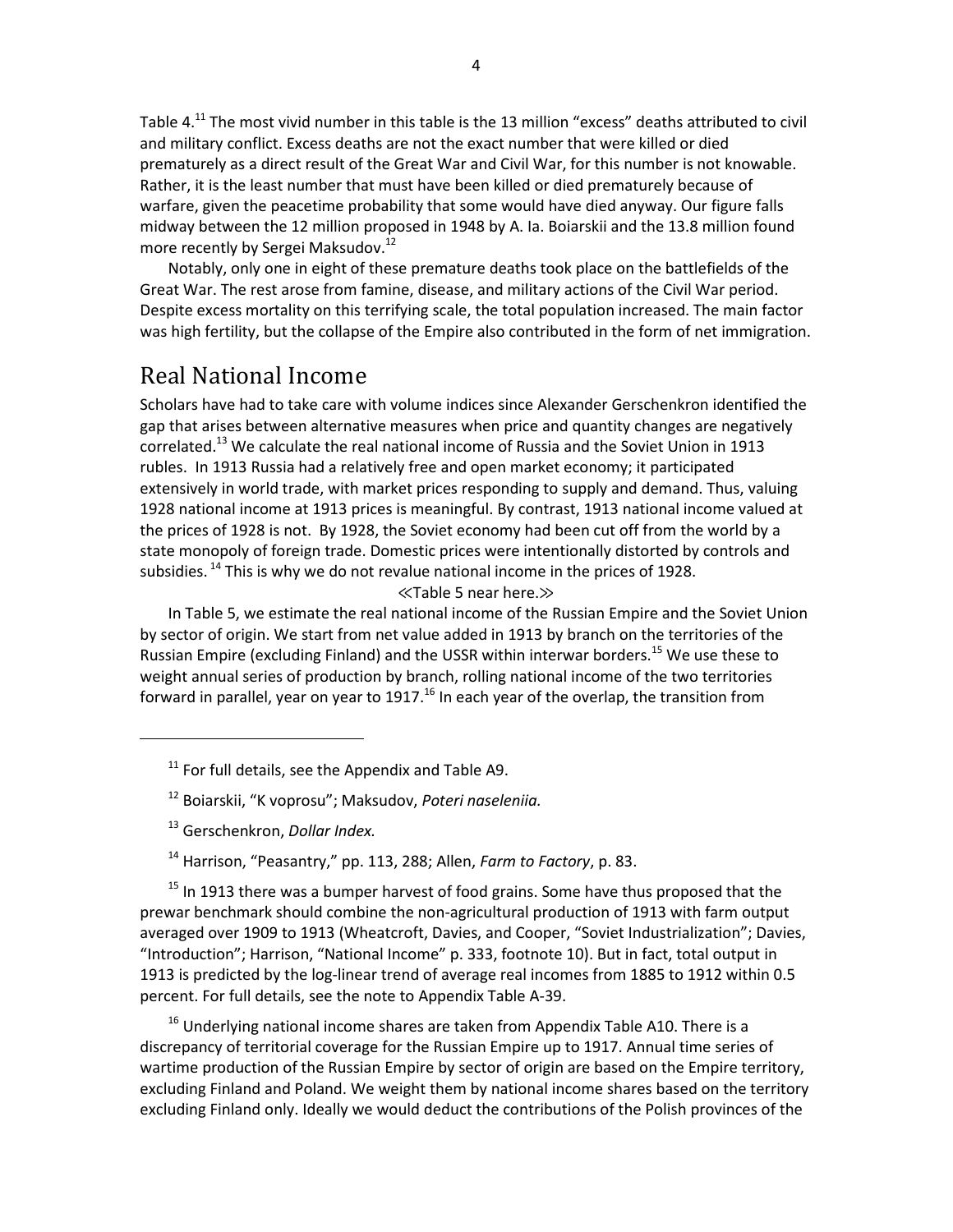Table 4.[11] The most vivid number in this table is the 13 million "excess" deaths attributed to civil and military conflict. Excess deaths are not the exact number that were killed or died prematurely as a direct result of the Great War and Civil War, for this number is not knowable. Rather, it is the least number that must have been killed or died prematurely because of warfare, given the peacetime probability that some would have died anyway. Our figure falls midway between the 12 million proposed in 1948 by A. Ia. Boiarskii and the 13.8 million found more recently by Sergei Maksudov.[12]

Notably, only one in eight of these premature deaths took place on the battlefields of the Great War. The rest arose from famine, disease, and military actions of the Civil War period. Despite excess mortality on this terrifying scale, the total population increased. The main factor was high fertility, but the collapse of the Empire also contributed in the form of net immigration.

## Real National Income

Scholars have had to take care with volume indices since Alexander Gerschenkron identified the gap that arises between alternative measures when price and quantity changes are negatively correlated.[13] We calculate the real national income of Russia and the Soviet Union in 1913 rubles. In 1913 Russia had a relatively free and open market economy; it participated extensively in world trade, with market prices responding to supply and demand. Thus, valuing 1928 national income at 1913 prices is meaningful. By contrast, 1913 national income valued at the prices of 1928 is not. By 1928, the Soviet economy had been cut off from the world by a state monopoly of foreign trade. Domestic prices were intentionally distorted by controls and subsidies.[14] This is why we do not revalue national income in the prices of 1928.

≪Table 5 near here.≫

In Table 5, we estimate the real national income of the Russian Empire and the Soviet Union by sector of origin. We start from net value added in 1913 by branch on the territories of the Russian Empire (excluding Finland) and the USSR within interwar borders.[15] We use these to weight annual series of production by branch, rolling national income of the two territories forward in parallel, year on year to 1917.[16] In each year of the overlap, the transition from

---

[11] For full details, see the Appendix and Table A9.

[12] Boiarskii, "K voprosu"; Maksudov, *Poteri naseleniia.*

[13] Gerschenkron, *Dollar Index.*

[14] Harrison, "Peasantry," pp. 113, 288; Allen, *Farm to Factory*, p. 83.

[15] In 1913 there was a bumper harvest of food grains. Some have thus proposed that the prewar benchmark should combine the non-agricultural production of 1913 with farm output averaged over 1909 to 1913 (Wheatcroft, Davies, and Cooper, "Soviet Industrialization"; Davies, "Introduction"; Harrison, "National Income" p. 333, footnote 10). But in fact, total output in 1913 is predicted by the log-linear trend of average real incomes from 1885 to 1912 within 0.5 percent. For full details, see the note to Appendix Table A-39.

[16] Underlying national income shares are taken from Appendix Table A10. There is a discrepancy of territorial coverage for the Russian Empire up to 1917. Annual time series of wartime production of the Russian Empire by sector of origin are based on the Empire territory, excluding Finland and Poland. We weight them by national income shares based on the territory excluding Finland only. Ideally we would deduct the contributions of the Polish provinces of the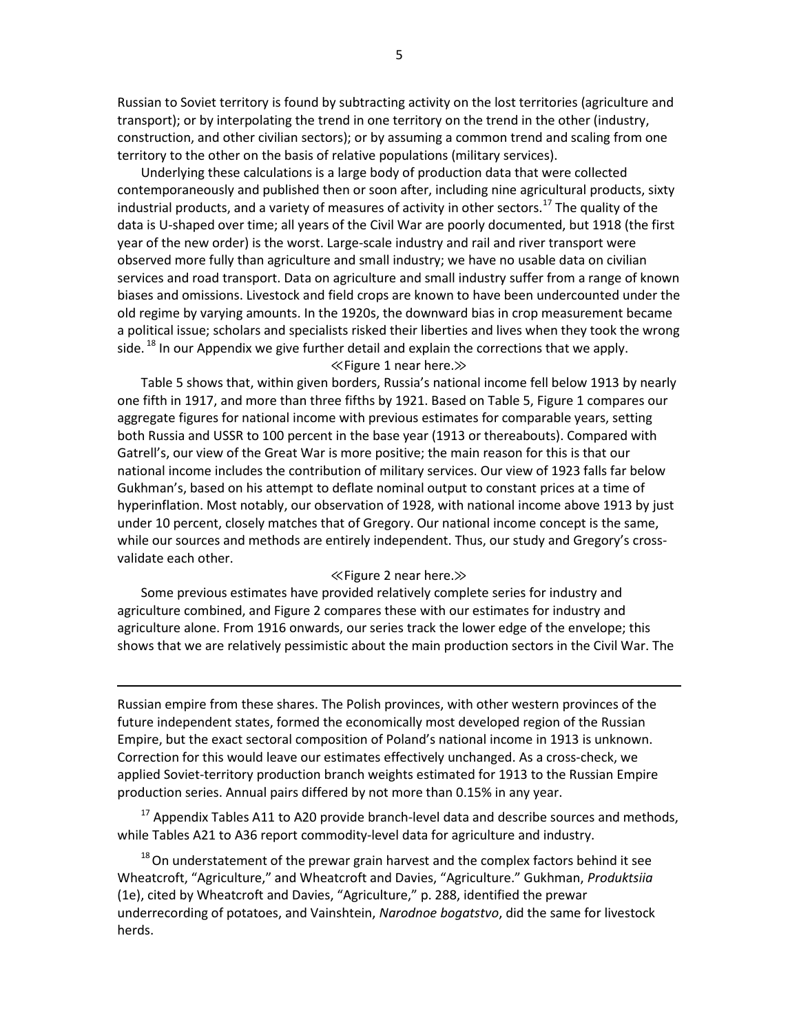Russian to Soviet territory is found by subtracting activity on the lost territories (agriculture and transport); or by interpolating the trend in one territory on the trend in the other (industry, construction, and other civilian sectors); or by assuming a common trend and scaling from one territory to the other on the basis of relative populations (military services).

Underlying these calculations is a large body of production data that were collected contemporaneously and published then or soon after, including nine agricultural products, sixty industrial products, and a variety of measures of activity in other sectors.[17] The quality of the data is U-shaped over time; all years of the Civil War are poorly documented, but 1918 (the first year of the new order) is the worst. Large-scale industry and rail and river transport were observed more fully than agriculture and small industry; we have no usable data on civilian services and road transport. Data on agriculture and small industry suffer from a range of known biases and omissions. Livestock and field crops are known to have been undercounted under the old regime by varying amounts. In the 1920s, the downward bias in crop measurement became a political issue; scholars and specialists risked their liberties and lives when they took the wrong side.[18] In our Appendix we give further detail and explain the corrections that we apply.

≪Figure 1 near here.≫

Table 5 shows that, within given borders, Russia's national income fell below 1913 by nearly one fifth in 1917, and more than three fifths by 1921. Based on Table 5, Figure 1 compares our aggregate figures for national income with previous estimates for comparable years, setting both Russia and USSR to 100 percent in the base year (1913 or thereabouts). Compared with Gatrell's, our view of the Great War is more positive; the main reason for this is that our national income includes the contribution of military services. Our view of 1923 falls far below Gukhman's, based on his attempt to deflate nominal output to constant prices at a time of hyperinflation. Most notably, our observation of 1928, with national income above 1913 by just under 10 percent, closely matches that of Gregory. Our national income concept is the same, while our sources and methods are entirely independent. Thus, our study and Gregory's cross-validate each other.

≪Figure 2 near here.≫

Some previous estimates have provided relatively complete series for industry and agriculture combined, and Figure 2 compares these with our estimates for industry and agriculture alone. From 1916 onwards, our series track the lower edge of the envelope; this shows that we are relatively pessimistic about the main production sectors in the Civil War. The

---

Russian empire from these shares. The Polish provinces, with other western provinces of the future independent states, formed the economically most developed region of the Russian Empire, but the exact sectoral composition of Poland's national income in 1913 is unknown. Correction for this would leave our estimates effectively unchanged. As a cross-check, we applied Soviet-territory production branch weights estimated for 1913 to the Russian Empire production series. Annual pairs differed by not more than 0.15% in any year.

[17] Appendix Tables A11 to A20 provide branch-level data and describe sources and methods, while Tables A21 to A36 report commodity-level data for agriculture and industry.

[18] On understatement of the prewar grain harvest and the complex factors behind it see Wheatcroft, "Agriculture," and Wheatcroft and Davies, "Agriculture." Gukhman, *Produktsiia* (1e), cited by Wheatcroft and Davies, "Agriculture," p. 288, identified the prewar underrecording of potatoes, and Vainshtein, *Narodnoe bogatstvo*, did the same for livestock herds.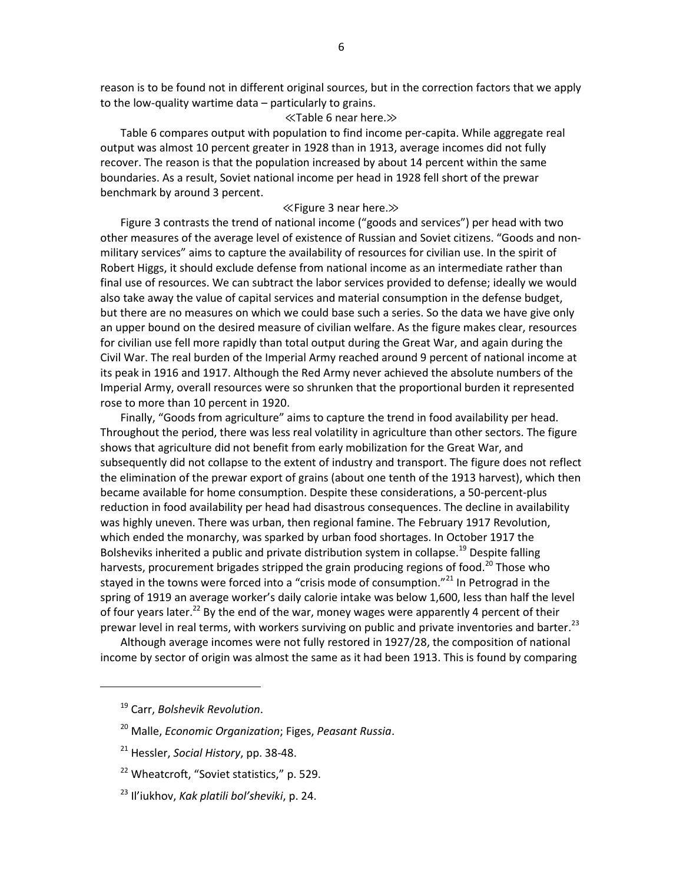reason is to be found not in different original sources, but in the correction factors that we apply to the low-quality wartime data – particularly to grains.

≪Table 6 near here.≫

Table 6 compares output with population to find income per-capita. While aggregate real output was almost 10 percent greater in 1928 than in 1913, average incomes did not fully recover. The reason is that the population increased by about 14 percent within the same boundaries. As a result, Soviet national income per head in 1928 fell short of the prewar benchmark by around 3 percent.

≪Figure 3 near here.≫

Figure 3 contrasts the trend of national income ("goods and services") per head with two other measures of the average level of existence of Russian and Soviet citizens. "Goods and non-military services" aims to capture the availability of resources for civilian use. In the spirit of Robert Higgs, it should exclude defense from national income as an intermediate rather than final use of resources. We can subtract the labor services provided to defense; ideally we would also take away the value of capital services and material consumption in the defense budget, but there are no measures on which we could base such a series. So the data we have give only an upper bound on the desired measure of civilian welfare. As the figure makes clear, resources for civilian use fell more rapidly than total output during the Great War, and again during the Civil War. The real burden of the Imperial Army reached around 9 percent of national income at its peak in 1916 and 1917. Although the Red Army never achieved the absolute numbers of the Imperial Army, overall resources were so shrunken that the proportional burden it represented rose to more than 10 percent in 1920.

Finally, "Goods from agriculture" aims to capture the trend in food availability per head. Throughout the period, there was less real volatility in agriculture than other sectors. The figure shows that agriculture did not benefit from early mobilization for the Great War, and subsequently did not collapse to the extent of industry and transport. The figure does not reflect the elimination of the prewar export of grains (about one tenth of the 1913 harvest), which then became available for home consumption. Despite these considerations, a 50-percent-plus reduction in food availability per head had disastrous consequences. The decline in availability was highly uneven. There was urban, then regional famine. The February 1917 Revolution, which ended the monarchy, was sparked by urban food shortages. In October 1917 the Bolsheviks inherited a public and private distribution system in collapse.[19] Despite falling harvests, procurement brigades stripped the grain producing regions of food.[20] Those who stayed in the towns were forced into a "crisis mode of consumption."[21] In Petrograd in the spring of 1919 an average worker's daily calorie intake was below 1,600, less than half the level of four years later.[22] By the end of the war, money wages were apparently 4 percent of their prewar level in real terms, with workers surviving on public and private inventories and barter.[23]

Although average incomes were not fully restored in 1927/28, the composition of national income by sector of origin was almost the same as it had been 1913. This is found by comparing

---

[19] Carr, *Bolshevik Revolution*.

[20] Malle, *Economic Organization*; Figes, *Peasant Russia*.

[21] Hessler, *Social History*, pp. 38-48.

[22] Wheatcroft, "Soviet statistics," p. 529.

[23] Il'iukhov, *Kak platili bol'sheviki*, p. 24.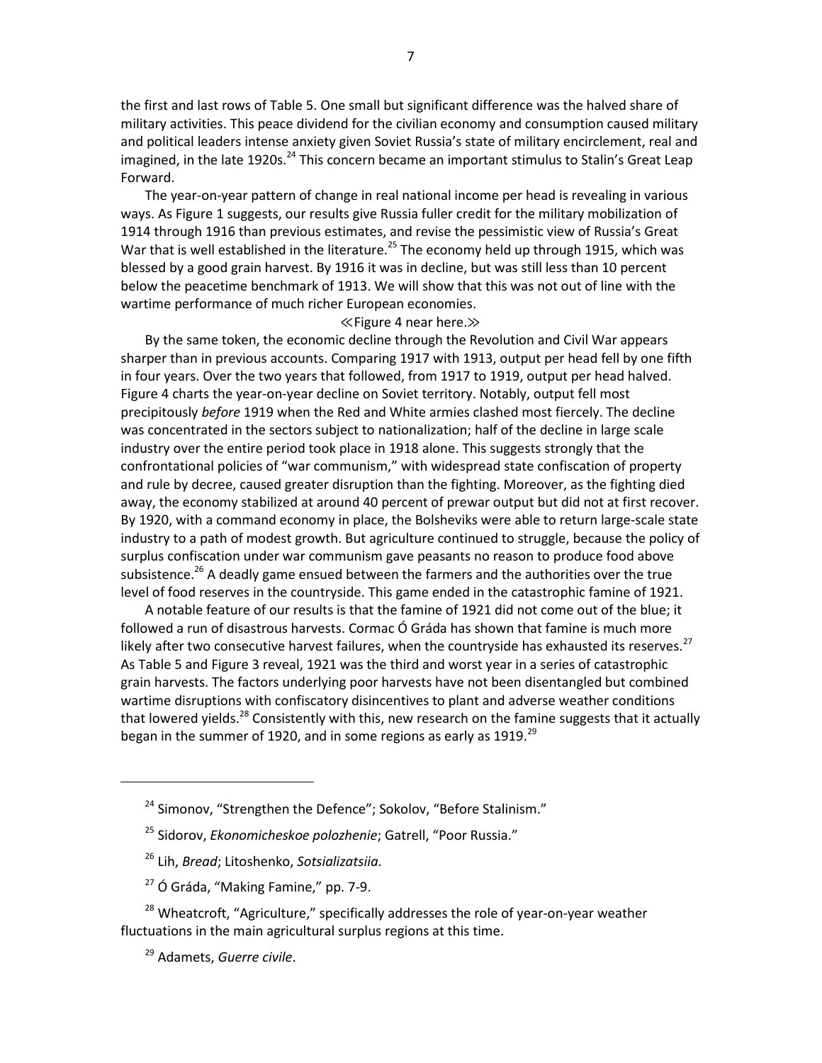the first and last rows of Table 5. One small but significant difference was the halved share of military activities. This peace dividend for the civilian economy and consumption caused military and political leaders intense anxiety given Soviet Russia's state of military encirclement, real and imagined, in the late 1920s.[24] This concern became an important stimulus to Stalin's Great Leap Forward.

The year-on-year pattern of change in real national income per head is revealing in various ways. As Figure 1 suggests, our results give Russia fuller credit for the military mobilization of 1914 through 1916 than previous estimates, and revise the pessimistic view of Russia's Great War that is well established in the literature.[25] The economy held up through 1915, which was blessed by a good grain harvest. By 1916 it was in decline, but was still less than 10 percent below the peacetime benchmark of 1913. We will show that this was not out of line with the wartime performance of much richer European economies.

≪Figure 4 near here.≫

By the same token, the economic decline through the Revolution and Civil War appears sharper than in previous accounts. Comparing 1917 with 1913, output per head fell by one fifth in four years. Over the two years that followed, from 1917 to 1919, output per head halved. Figure 4 charts the year-on-year decline on Soviet territory. Notably, output fell most precipitously *before* 1919 when the Red and White armies clashed most fiercely. The decline was concentrated in the sectors subject to nationalization; half of the decline in large scale industry over the entire period took place in 1918 alone. This suggests strongly that the confrontational policies of "war communism," with widespread state confiscation of property and rule by decree, caused greater disruption than the fighting. Moreover, as the fighting died away, the economy stabilized at around 40 percent of prewar output but did not at first recover. By 1920, with a command economy in place, the Bolsheviks were able to return large-scale state industry to a path of modest growth. But agriculture continued to struggle, because the policy of surplus confiscation under war communism gave peasants no reason to produce food above subsistence.[26] A deadly game ensued between the farmers and the authorities over the true level of food reserves in the countryside. This game ended in the catastrophic famine of 1921.

A notable feature of our results is that the famine of 1921 did not come out of the blue; it followed a run of disastrous harvests. Cormac Ó Gráda has shown that famine is much more likely after two consecutive harvest failures, when the countryside has exhausted its reserves.[27] As Table 5 and Figure 3 reveal, 1921 was the third and worst year in a series of catastrophic grain harvests. The factors underlying poor harvests have not been disentangled but combined wartime disruptions with confiscatory disincentives to plant and adverse weather conditions that lowered yields.[28] Consistently with this, new research on the famine suggests that it actually began in the summer of 1920, and in some regions as early as 1919.[29]

---

[24] Simonov, "Strengthen the Defence"; Sokolov, "Before Stalinism."

[25] Sidorov, *Ekonomicheskoe polozhenie*; Gatrell, "Poor Russia."

[26] Lih, *Bread*; Litoshenko, *Sotsializatsiia.*

[27] Ó Gráda, "Making Famine," pp. 7-9.

[28] Wheatcroft, "Agriculture," specifically addresses the role of year-on-year weather fluctuations in the main agricultural surplus regions at this time.

[29] Adamets, *Guerre civile*.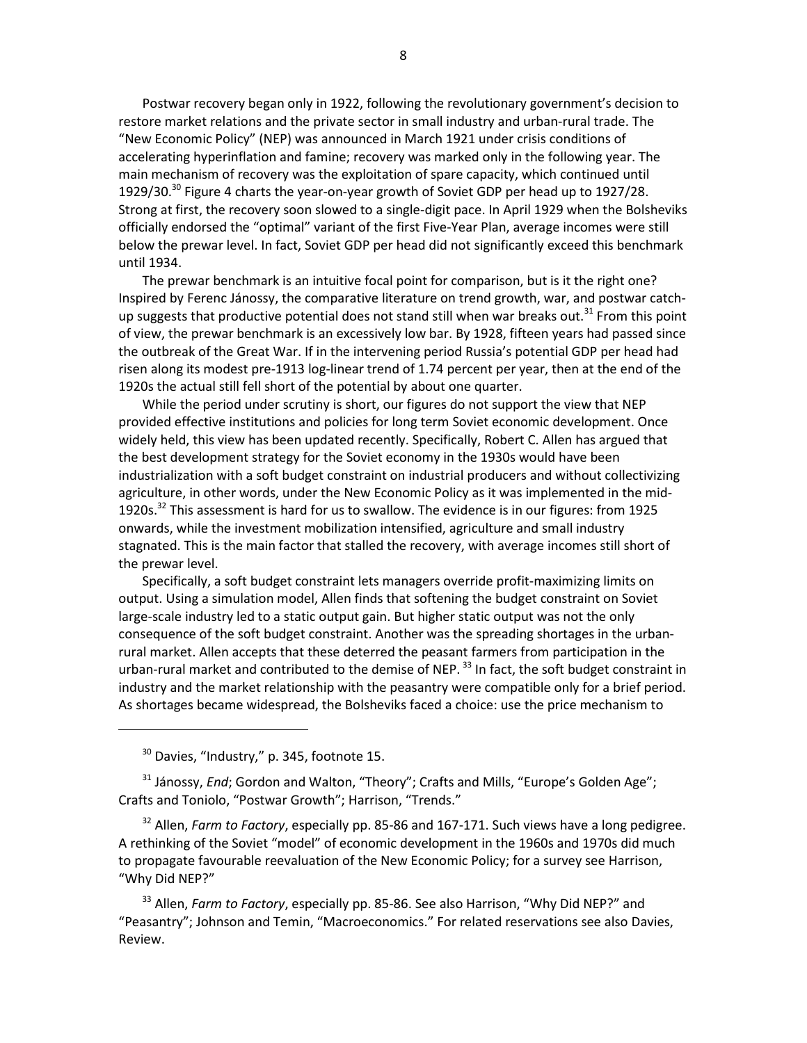Postwar recovery began only in 1922, following the revolutionary government's decision to restore market relations and the private sector in small industry and urban-rural trade. The "New Economic Policy" (NEP) was announced in March 1921 under crisis conditions of accelerating hyperinflation and famine; recovery was marked only in the following year. The main mechanism of recovery was the exploitation of spare capacity, which continued until 1929/30.[30] Figure 4 charts the year-on-year growth of Soviet GDP per head up to 1927/28. Strong at first, the recovery soon slowed to a single-digit pace. In April 1929 when the Bolsheviks officially endorsed the "optimal" variant of the first Five-Year Plan, average incomes were still below the prewar level. In fact, Soviet GDP per head did not significantly exceed this benchmark until 1934.

The prewar benchmark is an intuitive focal point for comparison, but is it the right one? Inspired by Ferenc Jánossy, the comparative literature on trend growth, war, and postwar catch-up suggests that productive potential does not stand still when war breaks out.[31] From this point of view, the prewar benchmark is an excessively low bar. By 1928, fifteen years had passed since the outbreak of the Great War. If in the intervening period Russia's potential GDP per head had risen along its modest pre-1913 log-linear trend of 1.74 percent per year, then at the end of the 1920s the actual still fell short of the potential by about one quarter.

While the period under scrutiny is short, our figures do not support the view that NEP provided effective institutions and policies for long term Soviet economic development. Once widely held, this view has been updated recently. Specifically, Robert C. Allen has argued that the best development strategy for the Soviet economy in the 1930s would have been industrialization with a soft budget constraint on industrial producers and without collectivizing agriculture, in other words, under the New Economic Policy as it was implemented in the mid-1920s.[32] This assessment is hard for us to swallow. The evidence is in our figures: from 1925 onwards, while the investment mobilization intensified, agriculture and small industry stagnated. This is the main factor that stalled the recovery, with average incomes still short of the prewar level.

Specifically, a soft budget constraint lets managers override profit-maximizing limits on output. Using a simulation model, Allen finds that softening the budget constraint on Soviet large-scale industry led to a static output gain. But higher static output was not the only consequence of the soft budget constraint. Another was the spreading shortages in the urban-rural market. Allen accepts that these deterred the peasant farmers from participation in the urban-rural market and contributed to the demise of NEP.[33] In fact, the soft budget constraint in industry and the market relationship with the peasantry were compatible only for a brief period. As shortages became widespread, the Bolsheviks faced a choice: use the price mechanism to

---

[30] Davies, "Industry," p. 345, footnote 15.

[31] Jánossy, *End*; Gordon and Walton, "Theory"; Crafts and Mills, "Europe's Golden Age"; Crafts and Toniolo, "Postwar Growth"; Harrison, "Trends."

[32] Allen, *Farm to Factory*, especially pp. 85-86 and 167-171. Such views have a long pedigree. A rethinking of the Soviet "model" of economic development in the 1960s and 1970s did much to propagate favourable reevaluation of the New Economic Policy; for a survey see Harrison, "Why Did NEP?"

[33] Allen, *Farm to Factory*, especially pp. 85-86. See also Harrison, "Why Did NEP?" and "Peasantry"; Johnson and Temin, "Macroeconomics." For related reservations see also Davies, Review.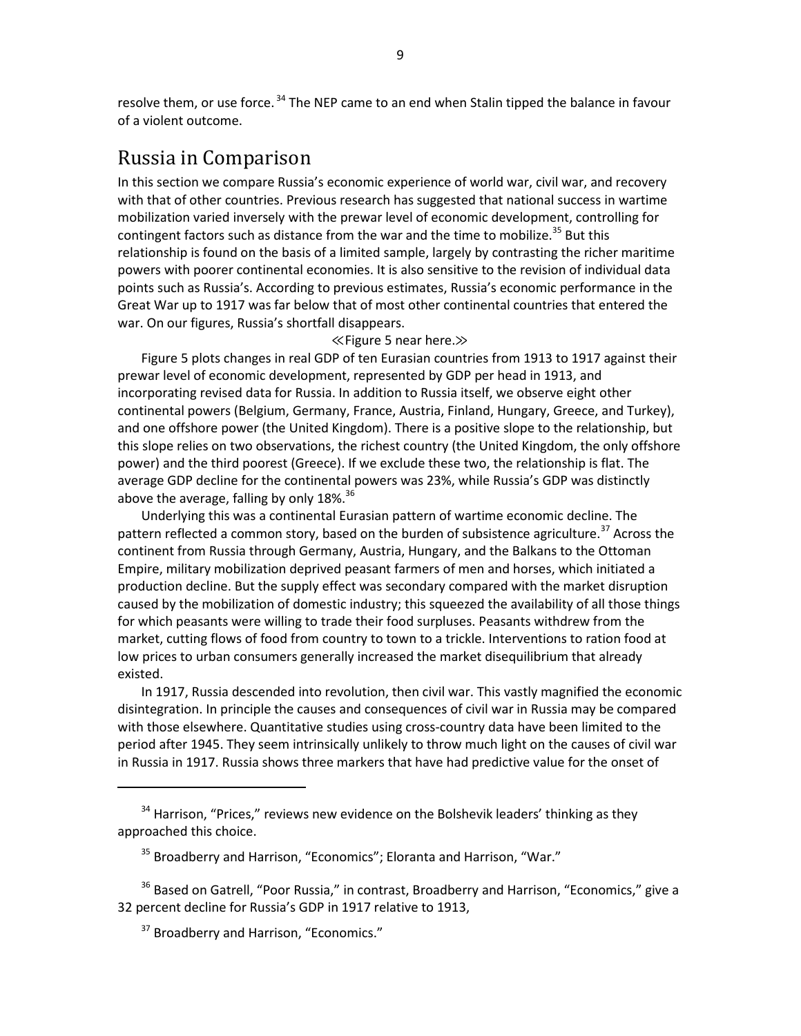resolve them, or use force.[34] The NEP came to an end when Stalin tipped the balance in favour of a violent outcome.

## Russia in Comparison

In this section we compare Russia's economic experience of world war, civil war, and recovery with that of other countries. Previous research has suggested that national success in wartime mobilization varied inversely with the prewar level of economic development, controlling for contingent factors such as distance from the war and the time to mobilize.[35] But this relationship is found on the basis of a limited sample, largely by contrasting the richer maritime powers with poorer continental economies. It is also sensitive to the revision of individual data points such as Russia's. According to previous estimates, Russia's economic performance in the Great War up to 1917 was far below that of most other continental countries that entered the war. On our figures, Russia's shortfall disappears.

≪Figure 5 near here.≫

Figure 5 plots changes in real GDP of ten Eurasian countries from 1913 to 1917 against their prewar level of economic development, represented by GDP per head in 1913, and incorporating revised data for Russia. In addition to Russia itself, we observe eight other continental powers (Belgium, Germany, France, Austria, Finland, Hungary, Greece, and Turkey), and one offshore power (the United Kingdom). There is a positive slope to the relationship, but this slope relies on two observations, the richest country (the United Kingdom, the only offshore power) and the third poorest (Greece). If we exclude these two, the relationship is flat. The average GDP decline for the continental powers was 23%, while Russia's GDP was distinctly above the average, falling by only 18%.[36]

Underlying this was a continental Eurasian pattern of wartime economic decline. The pattern reflected a common story, based on the burden of subsistence agriculture.[37] Across the continent from Russia through Germany, Austria, Hungary, and the Balkans to the Ottoman Empire, military mobilization deprived peasant farmers of men and horses, which initiated a production decline. But the supply effect was secondary compared with the market disruption caused by the mobilization of domestic industry; this squeezed the availability of all those things for which peasants were willing to trade their food surpluses. Peasants withdrew from the market, cutting flows of food from country to town to a trickle. Interventions to ration food at low prices to urban consumers generally increased the market disequilibrium that already existed.

In 1917, Russia descended into revolution, then civil war. This vastly magnified the economic disintegration. In principle the causes and consequences of civil war in Russia may be compared with those elsewhere. Quantitative studies using cross-country data have been limited to the period after 1945. They seem intrinsically unlikely to throw much light on the causes of civil war in Russia in 1917. Russia shows three markers that have had predictive value for the onset of

---

[34] Harrison, "Prices," reviews new evidence on the Bolshevik leaders' thinking as they approached this choice.

[35] Broadberry and Harrison, "Economics"; Eloranta and Harrison, "War."

[36] Based on Gatrell, "Poor Russia," in contrast, Broadberry and Harrison, "Economics," give a 32 percent decline for Russia's GDP in 1917 relative to 1913,

[37] Broadberry and Harrison, "Economics."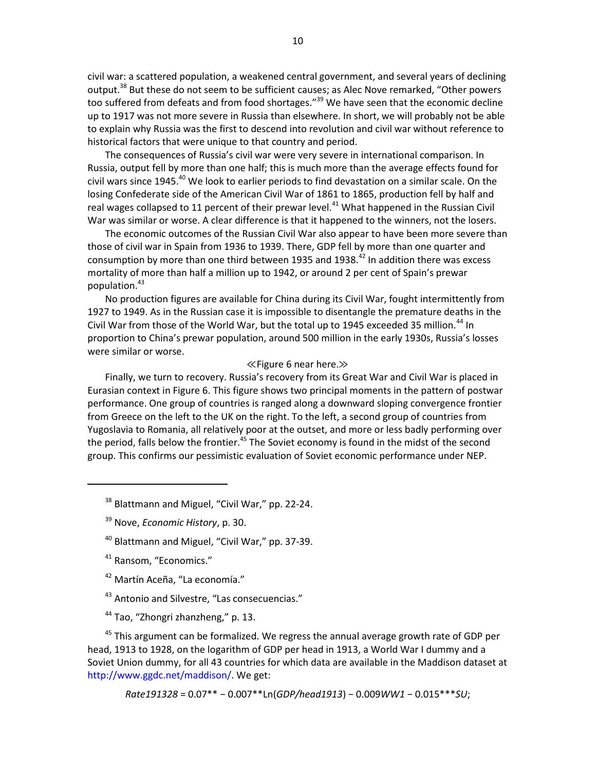civil war: a scattered population, a weakened central government, and several years of declining output.[38] But these do not seem to be sufficient causes; as Alec Nove remarked, "Other powers too suffered from defeats and from food shortages."[39] We have seen that the economic decline up to 1917 was not more severe in Russia than elsewhere. In short, we will probably not be able to explain why Russia was the first to descend into revolution and civil war without reference to historical factors that were unique to that country and period.

The consequences of Russia's civil war were very severe in international comparison. In Russia, output fell by more than one half; this is much more than the average effects found for civil wars since 1945.[40] We look to earlier periods to find devastation on a similar scale. On the losing Confederate side of the American Civil War of 1861 to 1865, production fell by half and real wages collapsed to 11 percent of their prewar level.[41] What happened in the Russian Civil War was similar or worse. A clear difference is that it happened to the winners, not the losers.

The economic outcomes of the Russian Civil War also appear to have been more severe than those of civil war in Spain from 1936 to 1939. There, GDP fell by more than one quarter and consumption by more than one third between 1935 and 1938.[42] In addition there was excess mortality of more than half a million up to 1942, or around 2 per cent of Spain's prewar population.[43]

No production figures are available for China during its Civil War, fought intermittently from 1927 to 1949. As in the Russian case it is impossible to disentangle the premature deaths in the Civil War from those of the World War, but the total up to 1945 exceeded 35 million.[44] In proportion to China's prewar population, around 500 million in the early 1930s, Russia's losses were similar or worse.

≪Figure 6 near here.≫

Finally, we turn to recovery. Russia's recovery from its Great War and Civil War is placed in Eurasian context in Figure 6. This figure shows two principal moments in the pattern of postwar performance. One group of countries is ranged along a downward sloping convergence frontier from Greece on the left to the UK on the right. To the left, a second group of countries from Yugoslavia to Romania, all relatively poor at the outset, and more or less badly performing over the period, falls below the frontier.[45] The Soviet economy is found in the midst of the second group. This confirms our pessimistic evaluation of Soviet economic performance under NEP.

---

[38] Blattmann and Miguel, "Civil War," pp. 22-24.

[39] Nove, *Economic History*, p. 30.

[40] Blattmann and Miguel, "Civil War," pp. 37-39.

[41] Ransom, "Economics."

[42] Martín Aceña, "La economía."

[43] Antonio and Silvestre, "Las consecuencias."

[44] Tao, "Zhongri zhanzheng," p. 13.

[45] This argument can be formalized. We regress the annual average growth rate of GDP per head, 1913 to 1928, on the logarithm of GDP per head in 1913, a World War I dummy and a Soviet Union dummy, for all 43 countries for which data are available in the Maddison dataset at http://www.ggdc.net/maddison/. We get:

$$Rate191328 = 0.07^{**} - 0.007^{**}\text{Ln}(GDP/head1913) - 0.009WW1 - 0.015^{***}SU;$$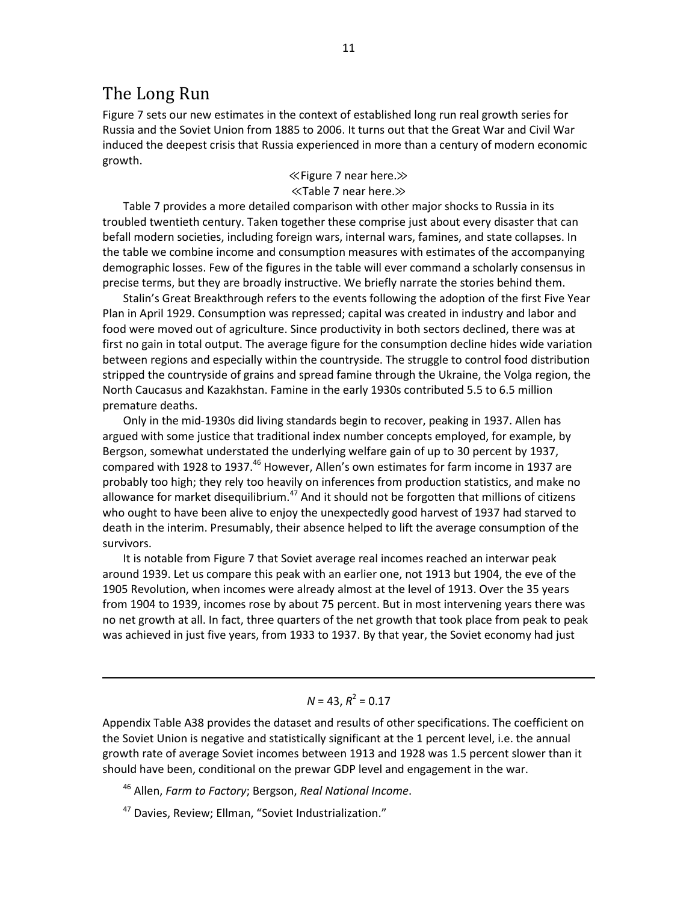## The Long Run

Figure 7 sets our new estimates in the context of established long run real growth series for Russia and the Soviet Union from 1885 to 2006. It turns out that the Great War and Civil War induced the deepest crisis that Russia experienced in more than a century of modern economic growth.

≪Figure 7 near here.≫

≪Table 7 near here.≫

Table 7 provides a more detailed comparison with other major shocks to Russia in its troubled twentieth century. Taken together these comprise just about every disaster that can befall modern societies, including foreign wars, internal wars, famines, and state collapses. In the table we combine income and consumption measures with estimates of the accompanying demographic losses. Few of the figures in the table will ever command a scholarly consensus in precise terms, but they are broadly instructive. We briefly narrate the stories behind them.

Stalin's Great Breakthrough refers to the events following the adoption of the first Five Year Plan in April 1929. Consumption was repressed; capital was created in industry and labor and food were moved out of agriculture. Since productivity in both sectors declined, there was at first no gain in total output. The average figure for the consumption decline hides wide variation between regions and especially within the countryside. The struggle to control food distribution stripped the countryside of grains and spread famine through the Ukraine, the Volga region, the North Caucasus and Kazakhstan. Famine in the early 1930s contributed 5.5 to 6.5 million premature deaths.

Only in the mid-1930s did living standards begin to recover, peaking in 1937. Allen has argued with some justice that traditional index number concepts employed, for example, by Bergson, somewhat understated the underlying welfare gain of up to 30 percent by 1937, compared with 1928 to 1937.[46] However, Allen's own estimates for farm income in 1937 are probably too high; they rely too heavily on inferences from production statistics, and make no allowance for market disequilibrium.[47] And it should not be forgotten that millions of citizens who ought to have been alive to enjoy the unexpectedly good harvest of 1937 had starved to death in the interim. Presumably, their absence helped to lift the average consumption of the survivors.

It is notable from Figure 7 that Soviet average real incomes reached an interwar peak around 1939. Let us compare this peak with an earlier one, not 1913 but 1904, the eve of the 1905 Revolution, when incomes were already almost at the level of 1913. Over the 35 years from 1904 to 1939, incomes rose by about 75 percent. But in most intervening years there was no net growth at all. In fact, three quarters of the net growth that took place from peak to peak was achieved in just five years, from 1933 to 1937. By that year, the Soviet economy had just

---

$N = 43$, $R^2 = 0.17$

Appendix Table A38 provides the dataset and results of other specifications. The coefficient on the Soviet Union is negative and statistically significant at the 1 percent level, i.e. the annual growth rate of average Soviet incomes between 1913 and 1928 was 1.5 percent slower than it should have been, conditional on the prewar GDP level and engagement in the war.

[46] Allen, *Farm to Factory*; Bergson, *Real National Income*.

[47] Davies, Review; Ellman, "Soviet Industrialization."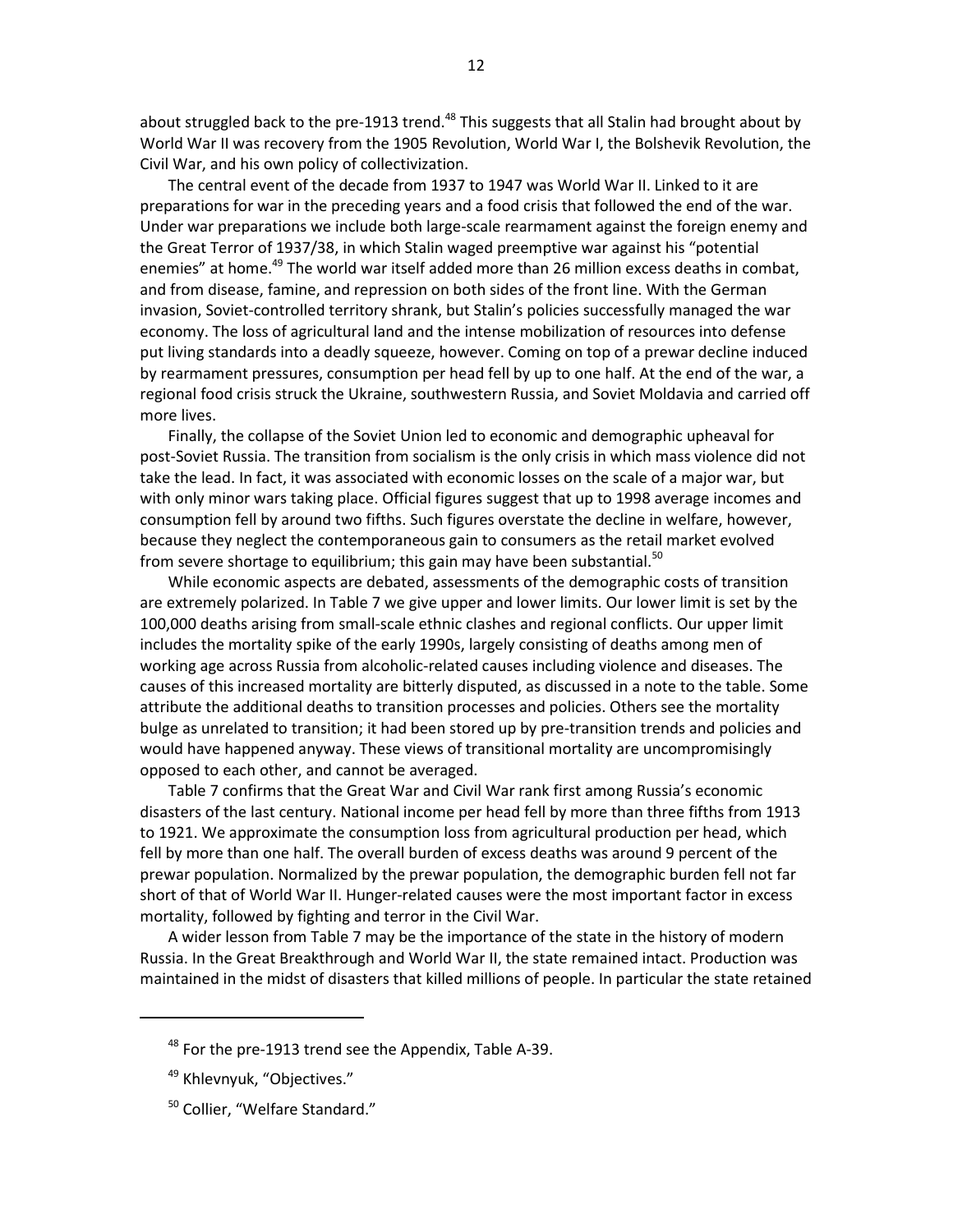about struggled back to the pre-1913 trend.[48] This suggests that all Stalin had brought about by World War II was recovery from the 1905 Revolution, World War I, the Bolshevik Revolution, the Civil War, and his own policy of collectivization.

The central event of the decade from 1937 to 1947 was World War II. Linked to it are preparations for war in the preceding years and a food crisis that followed the end of the war. Under war preparations we include both large-scale rearmament against the foreign enemy and the Great Terror of 1937/38, in which Stalin waged preemptive war against his "potential enemies" at home.[49] The world war itself added more than 26 million excess deaths in combat, and from disease, famine, and repression on both sides of the front line. With the German invasion, Soviet-controlled territory shrank, but Stalin's policies successfully managed the war economy. The loss of agricultural land and the intense mobilization of resources into defense put living standards into a deadly squeeze, however. Coming on top of a prewar decline induced by rearmament pressures, consumption per head fell by up to one half. At the end of the war, a regional food crisis struck the Ukraine, southwestern Russia, and Soviet Moldavia and carried off more lives.

Finally, the collapse of the Soviet Union led to economic and demographic upheaval for post-Soviet Russia. The transition from socialism is the only crisis in which mass violence did not take the lead. In fact, it was associated with economic losses on the scale of a major war, but with only minor wars taking place. Official figures suggest that up to 1998 average incomes and consumption fell by around two fifths. Such figures overstate the decline in welfare, however, because they neglect the contemporaneous gain to consumers as the retail market evolved from severe shortage to equilibrium; this gain may have been substantial.[50]

While economic aspects are debated, assessments of the demographic costs of transition are extremely polarized. In Table 7 we give upper and lower limits. Our lower limit is set by the 100,000 deaths arising from small-scale ethnic clashes and regional conflicts. Our upper limit includes the mortality spike of the early 1990s, largely consisting of deaths among men of working age across Russia from alcoholic-related causes including violence and diseases. The causes of this increased mortality are bitterly disputed, as discussed in a note to the table. Some attribute the additional deaths to transition processes and policies. Others see the mortality bulge as unrelated to transition; it had been stored up by pre-transition trends and policies and would have happened anyway. These views of transitional mortality are uncompromisingly opposed to each other, and cannot be averaged.

Table 7 confirms that the Great War and Civil War rank first among Russia's economic disasters of the last century. National income per head fell by more than three fifths from 1913 to 1921. We approximate the consumption loss from agricultural production per head, which fell by more than one half. The overall burden of excess deaths was around 9 percent of the prewar population. Normalized by the prewar population, the demographic burden fell not far short of that of World War II. Hunger-related causes were the most important factor in excess mortality, followed by fighting and terror in the Civil War.

A wider lesson from Table 7 may be the importance of the state in the history of modern Russia. In the Great Breakthrough and World War II, the state remained intact. Production was maintained in the midst of disasters that killed millions of people. In particular the state retained

---

[48] For the pre-1913 trend see the Appendix, Table A-39.

[49] Khlevnyuk, "Objectives."

[50] Collier, "Welfare Standard."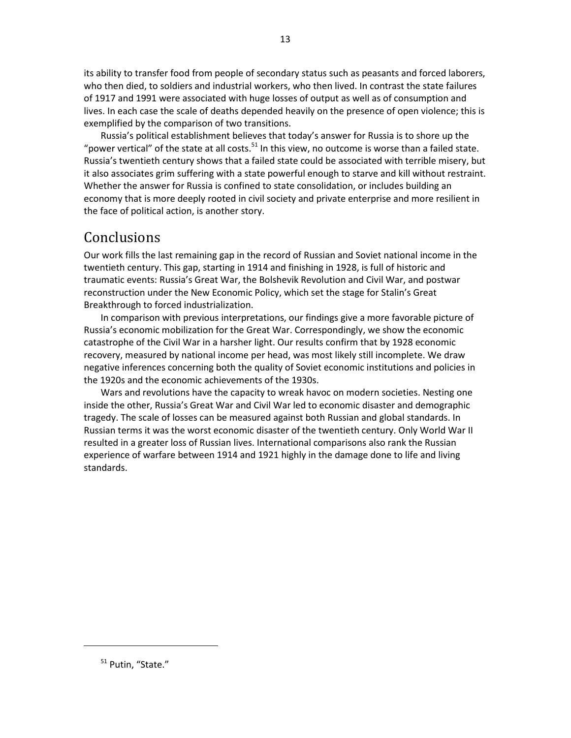its ability to transfer food from people of secondary status such as peasants and forced laborers, who then died, to soldiers and industrial workers, who then lived. In contrast the state failures of 1917 and 1991 were associated with huge losses of output as well as of consumption and lives. In each case the scale of deaths depended heavily on the presence of open violence; this is exemplified by the comparison of two transitions.

Russia's political establishment believes that today's answer for Russia is to shore up the "power vertical" of the state at all costs.[51] In this view, no outcome is worse than a failed state. Russia's twentieth century shows that a failed state could be associated with terrible misery, but it also associates grim suffering with a state powerful enough to starve and kill without restraint. Whether the answer for Russia is confined to state consolidation, or includes building an economy that is more deeply rooted in civil society and private enterprise and more resilient in the face of political action, is another story.

# Conclusions

Our work fills the last remaining gap in the record of Russian and Soviet national income in the twentieth century. This gap, starting in 1914 and finishing in 1928, is full of historic and traumatic events: Russia's Great War, the Bolshevik Revolution and Civil War, and postwar reconstruction under the New Economic Policy, which set the stage for Stalin's Great Breakthrough to forced industrialization.

In comparison with previous interpretations, our findings give a more favorable picture of Russia's economic mobilization for the Great War. Correspondingly, we show the economic catastrophe of the Civil War in a harsher light. Our results confirm that by 1928 economic recovery, measured by national income per head, was most likely still incomplete. We draw negative inferences concerning both the quality of Soviet economic institutions and policies in the 1920s and the economic achievements of the 1930s.

Wars and revolutions have the capacity to wreak havoc on modern societies. Nesting one inside the other, Russia's Great War and Civil War led to economic disaster and demographic tragedy. The scale of losses can be measured against both Russian and global standards. In Russian terms it was the worst economic disaster of the twentieth century. Only World War II resulted in a greater loss of Russian lives. International comparisons also rank the Russian experience of warfare between 1914 and 1921 highly in the damage done to life and living standards.

---

[51] Putin, "State."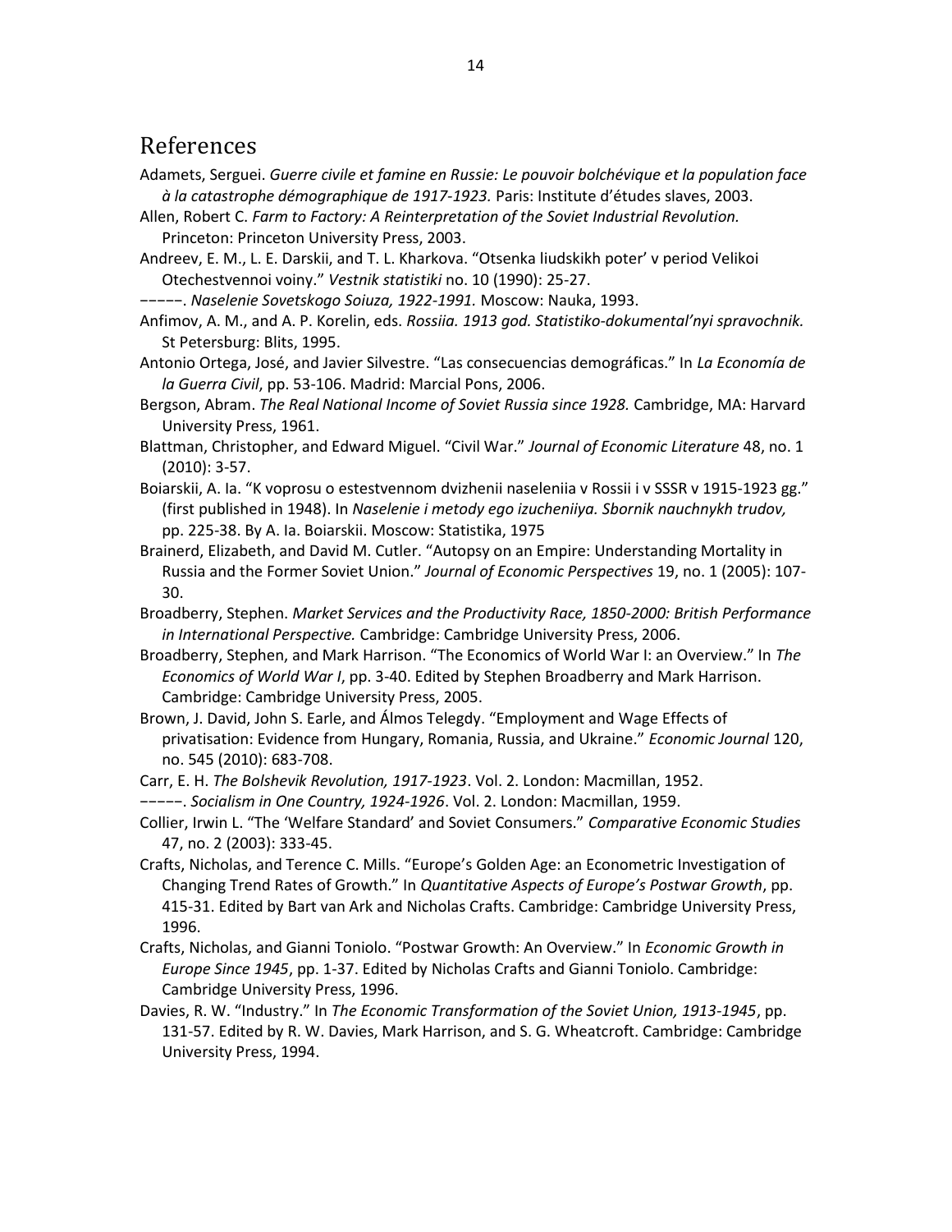# References

Adamets, Serguei. *Guerre civile et famine en Russie: Le pouvoir bolchévique et la population face à la catastrophe démographique de 1917-1923.* Paris: Institute d'études slaves, 2003.

Allen, Robert C. *Farm to Factory: A Reinterpretation of the Soviet Industrial Revolution.* Princeton: Princeton University Press, 2003.

Andreev, E. M., L. E. Darskii, and T. L. Kharkova. "Otsenka liudskikh poter' v period Velikoi Otechestvennoi voiny." *Vestnik statistiki* no. 10 (1990): 25-27.

−−−−−. *Naselenie Sovetskogo Soiuza, 1922-1991.* Moscow: Nauka, 1993.

Anfimov, A. M., and A. P. Korelin, eds. *Rossiia. 1913 god. Statistiko-dokumental'nyi spravochnik.* St Petersburg: Blits, 1995.

Antonio Ortega, José, and Javier Silvestre. "Las consecuencias demográficas." In *La Economía de la Guerra Civil*, pp. 53-106. Madrid: Marcial Pons, 2006.

Bergson, Abram. *The Real National Income of Soviet Russia since 1928.* Cambridge, MA: Harvard University Press, 1961.

Blattman, Christopher, and Edward Miguel. "Civil War." *Journal of Economic Literature* 48, no. 1 (2010): 3-57.

Boiarskii, A. Ia. "K voprosu o estestvennom dvizhenii naseleniia v Rossii i v SSSR v 1915-1923 gg." (first published in 1948). In *Naselenie i metody ego izucheniiya. Sbornik nauchnykh trudov,* pp. 225-38. By A. Ia. Boiarskii. Moscow: Statistika, 1975

Brainerd, Elizabeth, and David M. Cutler. "Autopsy on an Empire: Understanding Mortality in Russia and the Former Soviet Union." *Journal of Economic Perspectives* 19, no. 1 (2005): 107-30.

Broadberry, Stephen. *Market Services and the Productivity Race, 1850-2000: British Performance in International Perspective.* Cambridge: Cambridge University Press, 2006.

Broadberry, Stephen, and Mark Harrison. "The Economics of World War I: an Overview." In *The Economics of World War I*, pp. 3-40. Edited by Stephen Broadberry and Mark Harrison. Cambridge: Cambridge University Press, 2005.

Brown, J. David, John S. Earle, and Álmos Telegdy. "Employment and Wage Effects of privatisation: Evidence from Hungary, Romania, Russia, and Ukraine." *Economic Journal* 120, no. 545 (2010): 683-708.

Carr, E. H. *The Bolshevik Revolution, 1917-1923*. Vol. 2. London: Macmillan, 1952.

−−−−−. *Socialism in One Country, 1924-1926*. Vol. 2. London: Macmillan, 1959.

Collier, Irwin L. "The 'Welfare Standard' and Soviet Consumers." *Comparative Economic Studies* 47, no. 2 (2003): 333-45.

Crafts, Nicholas, and Terence C. Mills. "Europe's Golden Age: an Econometric Investigation of Changing Trend Rates of Growth." In *Quantitative Aspects of Europe's Postwar Growth*, pp. 415-31. Edited by Bart van Ark and Nicholas Crafts. Cambridge: Cambridge University Press, 1996.

Crafts, Nicholas, and Gianni Toniolo. "Postwar Growth: An Overview." In *Economic Growth in Europe Since 1945*, pp. 1-37. Edited by Nicholas Crafts and Gianni Toniolo. Cambridge: Cambridge University Press, 1996.

Davies, R. W. "Industry." In *The Economic Transformation of the Soviet Union, 1913-1945*, pp. 131-57. Edited by R. W. Davies, Mark Harrison, and S. G. Wheatcroft. Cambridge: Cambridge University Press, 1994.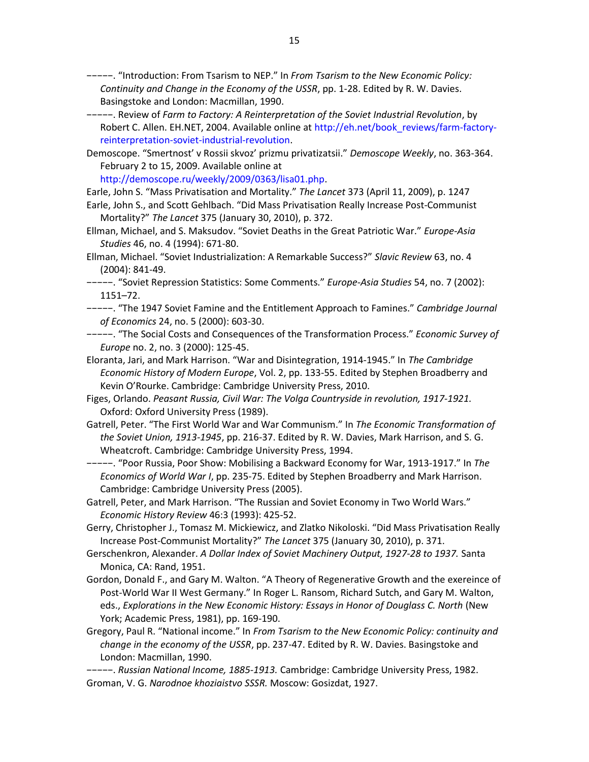–––––. "Introduction: From Tsarism to NEP." In *From Tsarism to the New Economic Policy: Continuity and Change in the Economy of the USSR*, pp. 1-28. Edited by R. W. Davies. Basingstoke and London: Macmillan, 1990.

–––––. Review of *Farm to Factory: A Reinterpretation of the Soviet Industrial Revolution*, by Robert C. Allen. EH.NET, 2004. Available online at http://eh.net/book_reviews/farm-factory-reinterpretation-soviet-industrial-revolution.

Demoscope. "Smertnost' v Rossii skvoz' prizmu privatizatsii." *Demoscope Weekly*, no. 363-364. February 2 to 15, 2009. Available online at http://demoscope.ru/weekly/2009/0363/lisa01.php.

Earle, John S. "Mass Privatisation and Mortality." *The Lancet* 373 (April 11, 2009), p. 1247

Earle, John S., and Scott Gehlbach. "Did Mass Privatisation Really Increase Post-Communist Mortality?" *The Lancet* 375 (January 30, 2010), p. 372.

Ellman, Michael, and S. Maksudov. "Soviet Deaths in the Great Patriotic War." *Europe-Asia Studies* 46, no. 4 (1994): 671-80.

Ellman, Michael. "Soviet Industrialization: A Remarkable Success?" *Slavic Review* 63, no. 4 (2004): 841-49.

–––––. "Soviet Repression Statistics: Some Comments." *Europe-Asia Studies* 54, no. 7 (2002): 1151–72.

–––––. "The 1947 Soviet Famine and the Entitlement Approach to Famines." *Cambridge Journal of Economics* 24, no. 5 (2000): 603-30.

–––––. "The Social Costs and Consequences of the Transformation Process." *Economic Survey of Europe* no. 2, no. 3 (2000): 125-45.

Eloranta, Jari, and Mark Harrison. "War and Disintegration, 1914-1945." In *The Cambridge Economic History of Modern Europe*, Vol. 2, pp. 133-55. Edited by Stephen Broadberry and Kevin O'Rourke. Cambridge: Cambridge University Press, 2010.

Figes, Orlando. *Peasant Russia, Civil War: The Volga Countryside in revolution, 1917-1921.* Oxford: Oxford University Press (1989).

Gatrell, Peter. "The First World War and War Communism." In *The Economic Transformation of the Soviet Union, 1913-1945*, pp. 216-37. Edited by R. W. Davies, Mark Harrison, and S. G. Wheatcroft. Cambridge: Cambridge University Press, 1994.

–––––. "Poor Russia, Poor Show: Mobilising a Backward Economy for War, 1913-1917." In *The Economics of World War I*, pp. 235-75. Edited by Stephen Broadberry and Mark Harrison. Cambridge: Cambridge University Press (2005).

Gatrell, Peter, and Mark Harrison. "The Russian and Soviet Economy in Two World Wars." *Economic History Review* 46:3 (1993): 425-52.

Gerry, Christopher J., Tomasz M. Mickiewicz, and Zlatko Nikoloski. "Did Mass Privatisation Really Increase Post-Communist Mortality?" *The Lancet* 375 (January 30, 2010), p. 371.

Gerschenkron, Alexander. *A Dollar Index of Soviet Machinery Output, 1927-28 to 1937.* Santa Monica, CA: Rand, 1951.

Gordon, Donald F., and Gary M. Walton. "A Theory of Regenerative Growth and the exereince of Post-World War II West Germany." In Roger L. Ransom, Richard Sutch, and Gary M. Walton, eds., *Explorations in the New Economic History: Essays in Honor of Douglass C. North* (New York; Academic Press, 1981), pp. 169-190.

Gregory, Paul R. "National income." In *From Tsarism to the New Economic Policy: continuity and change in the economy of the USSR*, pp. 237-47. Edited by R. W. Davies. Basingstoke and London: Macmillan, 1990.

–––––. *Russian National Income, 1885-1913.* Cambridge: Cambridge University Press, 1982.

Groman, V. G. *Narodnoe khoziaistvo SSSR.* Moscow: Gosizdat, 1927.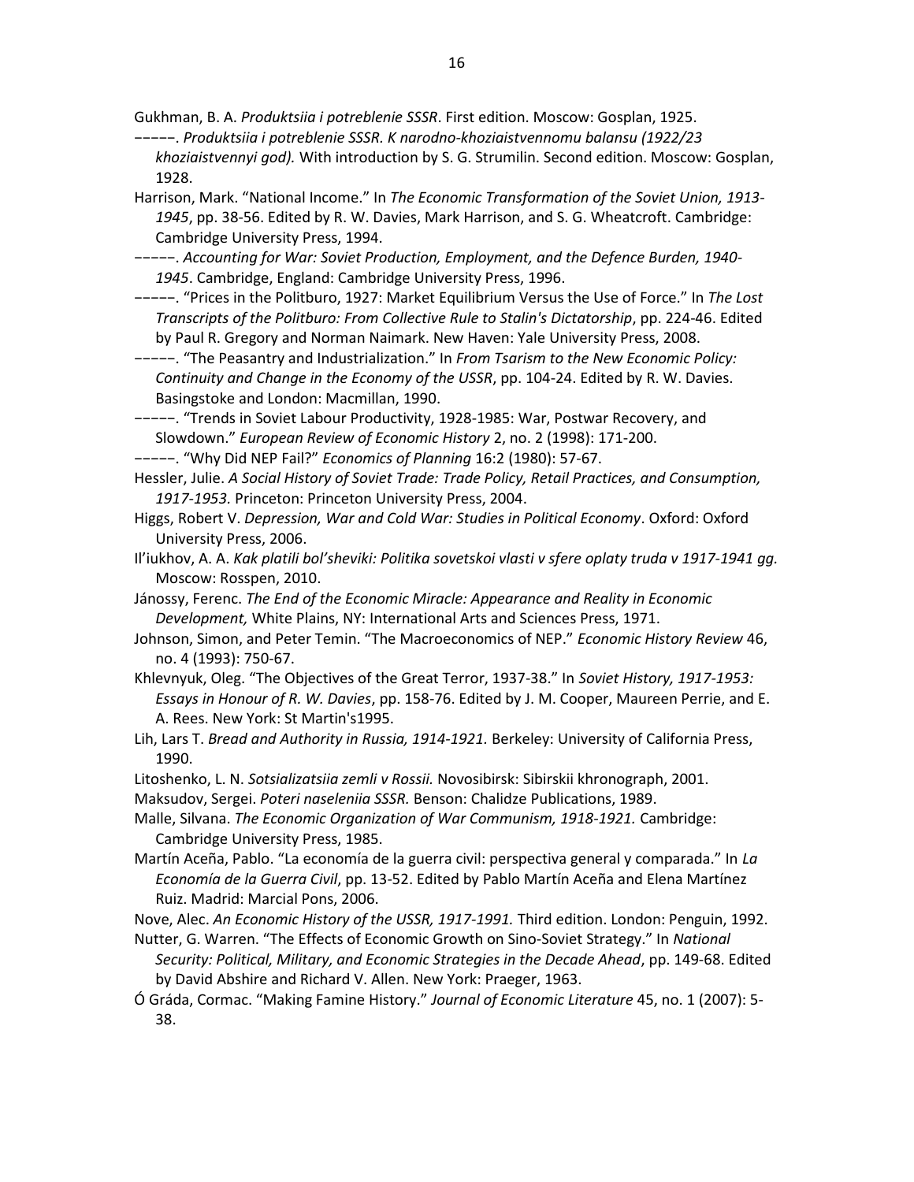Gukhman, B. A. *Produktsiia i potreblenie SSSR*. First edition. Moscow: Gosplan, 1925.

−−−−−. *Produktsiia i potreblenie SSSR. K narodno-khoziaistvennomu balansu (1922/23 khoziaistvennyi god).* With introduction by S. G. Strumilin. Second edition. Moscow: Gosplan, 1928.

Harrison, Mark. "National Income." In *The Economic Transformation of the Soviet Union, 1913-1945*, pp. 38-56. Edited by R. W. Davies, Mark Harrison, and S. G. Wheatcroft. Cambridge: Cambridge University Press, 1994.

−−−−−. *Accounting for War: Soviet Production, Employment, and the Defence Burden, 1940-1945*. Cambridge, England: Cambridge University Press, 1996.

−−−−−. "Prices in the Politburo, 1927: Market Equilibrium Versus the Use of Force." In *The Lost Transcripts of the Politburo: From Collective Rule to Stalin's Dictatorship*, pp. 224-46. Edited by Paul R. Gregory and Norman Naimark. New Haven: Yale University Press, 2008.

−−−−−. "The Peasantry and Industrialization." In *From Tsarism to the New Economic Policy: Continuity and Change in the Economy of the USSR*, pp. 104-24. Edited by R. W. Davies. Basingstoke and London: Macmillan, 1990.

−−−−−. "Trends in Soviet Labour Productivity, 1928-1985: War, Postwar Recovery, and Slowdown." *European Review of Economic History* 2, no. 2 (1998): 171-200.

−−−−−. "Why Did NEP Fail?" *Economics of Planning* 16:2 (1980): 57-67.

Hessler, Julie. *A Social History of Soviet Trade: Trade Policy, Retail Practices, and Consumption, 1917-1953.* Princeton: Princeton University Press, 2004.

Higgs, Robert V. *Depression, War and Cold War: Studies in Political Economy*. Oxford: Oxford University Press, 2006.

Il'iukhov, A. A. *Kak platili bol'sheviki: Politika sovetskoi vlasti v sfere oplaty truda v 1917-1941 gg.* Moscow: Rosspen, 2010.

Jánossy, Ferenc. *The End of the Economic Miracle: Appearance and Reality in Economic Development,* White Plains, NY: International Arts and Sciences Press, 1971.

Johnson, Simon, and Peter Temin. "The Macroeconomics of NEP." *Economic History Review* 46, no. 4 (1993): 750-67.

Khlevnyuk, Oleg. "The Objectives of the Great Terror, 1937-38." In *Soviet History, 1917-1953: Essays in Honour of R. W. Davies*, pp. 158-76. Edited by J. M. Cooper, Maureen Perrie, and E. A. Rees. New York: St Martin's1995.

Lih, Lars T. *Bread and Authority in Russia, 1914-1921.* Berkeley: University of California Press, 1990.

Litoshenko, L. N. *Sotsializatsiia zemli v Rossii.* Novosibirsk: Sibirskii khronograph, 2001.

Maksudov, Sergei. *Poteri naseleniia SSSR.* Benson: Chalidze Publications, 1989.

Malle, Silvana. *The Economic Organization of War Communism, 1918-1921.* Cambridge: Cambridge University Press, 1985.

Martín Aceña, Pablo. "La economía de la guerra civil: perspectiva general y comparada." In *La Economía de la Guerra Civil*, pp. 13-52. Edited by Pablo Martín Aceña and Elena Martínez Ruiz. Madrid: Marcial Pons, 2006.

Nove, Alec. *An Economic History of the USSR, 1917-1991.* Third edition. London: Penguin, 1992.

Nutter, G. Warren. "The Effects of Economic Growth on Sino-Soviet Strategy." In *National Security: Political, Military, and Economic Strategies in the Decade Ahead*, pp. 149-68. Edited by David Abshire and Richard V. Allen. New York: Praeger, 1963.

Ó Gráda, Cormac. "Making Famine History." *Journal of Economic Literature* 45, no. 1 (2007): 5-38.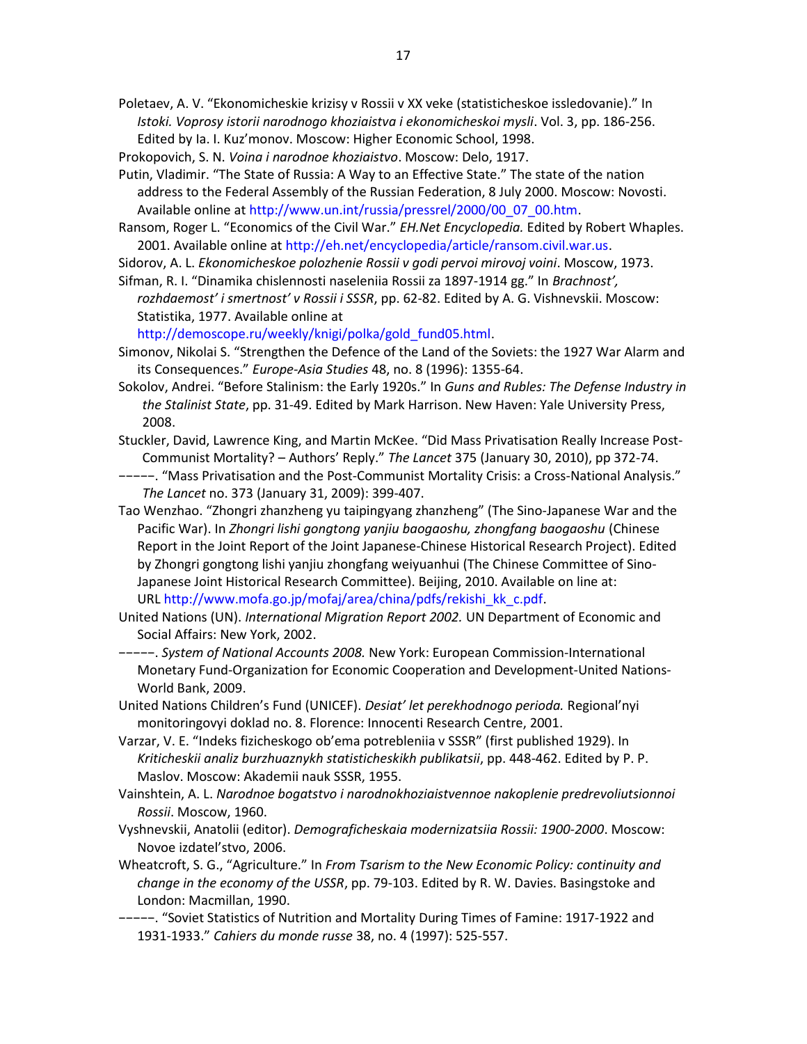Poletaev, A. V. "Ekonomicheskie krizisy v Rossii v XX veke (statisticheskoe issledovanie)." In *Istoki. Voprosy istorii narodnogo khoziaistva i ekonomicheskoi mysli*. Vol. 3, pp. 186-256. Edited by Ia. I. Kuz'monov. Moscow: Higher Economic School, 1998.

Prokopovich, S. N. *Voina i narodnoe khoziaistvo*. Moscow: Delo, 1917.

Putin, Vladimir. "The State of Russia: A Way to an Effective State." The state of the nation address to the Federal Assembly of the Russian Federation, 8 July 2000. Moscow: Novosti. Available online at http://www.un.int/russia/pressrel/2000/00_07_00.htm.

Ransom, Roger L. "Economics of the Civil War." *EH.Net Encyclopedia.* Edited by Robert Whaples. 2001. Available online at http://eh.net/encyclopedia/article/ransom.civil.war.us.

Sidorov, A. L. *Ekonomicheskoe polozhenie Rossii v godi pervoi mirovoj voini*. Moscow, 1973.

Sifman, R. I. "Dinamika chislennosti naseleniia Rossii za 1897-1914 gg." In *Brachnost', rozhdaemost' i smertnost' v Rossii i SSSR*, pp. 62-82. Edited by A. G. Vishnevskii. Moscow: Statistika, 1977. Available online at http://demoscope.ru/weekly/knigi/polka/gold_fund05.html.

Simonov, Nikolai S. "Strengthen the Defence of the Land of the Soviets: the 1927 War Alarm and its Consequences." *Europe-Asia Studies* 48, no. 8 (1996): 1355-64.

Sokolov, Andrei. "Before Stalinism: the Early 1920s." In *Guns and Rubles: The Defense Industry in the Stalinist State*, pp. 31-49. Edited by Mark Harrison. New Haven: Yale University Press, 2008.

Stuckler, David, Lawrence King, and Martin McKee. "Did Mass Privatisation Really Increase Post-Communist Mortality? – Authors' Reply." *The Lancet* 375 (January 30, 2010), pp 372-74.

−−−−−. "Mass Privatisation and the Post-Communist Mortality Crisis: a Cross-National Analysis." *The Lancet* no. 373 (January 31, 2009): 399-407.

Tao Wenzhao. "Zhongri zhanzheng yu taipingyang zhanzheng" (The Sino-Japanese War and the Pacific War). In *Zhongri lishi gongtong yanjiu baogaoshu, zhongfang baogaoshu* (Chinese Report in the Joint Report of the Joint Japanese-Chinese Historical Research Project). Edited by Zhongri gongtong lishi yanjiu zhongfang weiyuanhui (The Chinese Committee of Sino-Japanese Joint Historical Research Committee). Beijing, 2010. Available on line at: URL http://www.mofa.go.jp/mofaj/area/china/pdfs/rekishi_kk_c.pdf.

United Nations (UN). *International Migration Report 2002.* UN Department of Economic and Social Affairs: New York, 2002.

−−−−−. *System of National Accounts 2008.* New York: European Commission-International Monetary Fund-Organization for Economic Cooperation and Development-United Nations-World Bank, 2009.

United Nations Children's Fund (UNICEF). *Desiat' let perekhodnogo perioda.* Regional'nyi monitoringovyi doklad no. 8. Florence: Innocenti Research Centre, 2001.

Varzar, V. E. "Indeks fizicheskogo ob'ema potrebleniia v SSSR" (first published 1929). In *Kriticheskii analiz burzhuaznykh statisticheskikh publikatsii*, pp. 448-462. Edited by P. P. Maslov. Moscow: Akademii nauk SSSR, 1955.

Vainshtein, A. L. *Narodnoe bogatstvo i narodnokhoziaistvennoe nakoplenie predrevoliutsionnoi Rossii*. Moscow, 1960.

Vyshnevskii, Anatolii (editor). *Demograficheskaia modernizatsiia Rossii: 1900-2000*. Moscow: Novoe izdatel'stvo, 2006.

Wheatcroft, S. G., "Agriculture." In *From Tsarism to the New Economic Policy: continuity and change in the economy of the USSR*, pp. 79-103. Edited by R. W. Davies. Basingstoke and London: Macmillan, 1990.

−−−−−. "Soviet Statistics of Nutrition and Mortality During Times of Famine: 1917-1922 and 1931-1933." *Cahiers du monde russe* 38, no. 4 (1997): 525-557.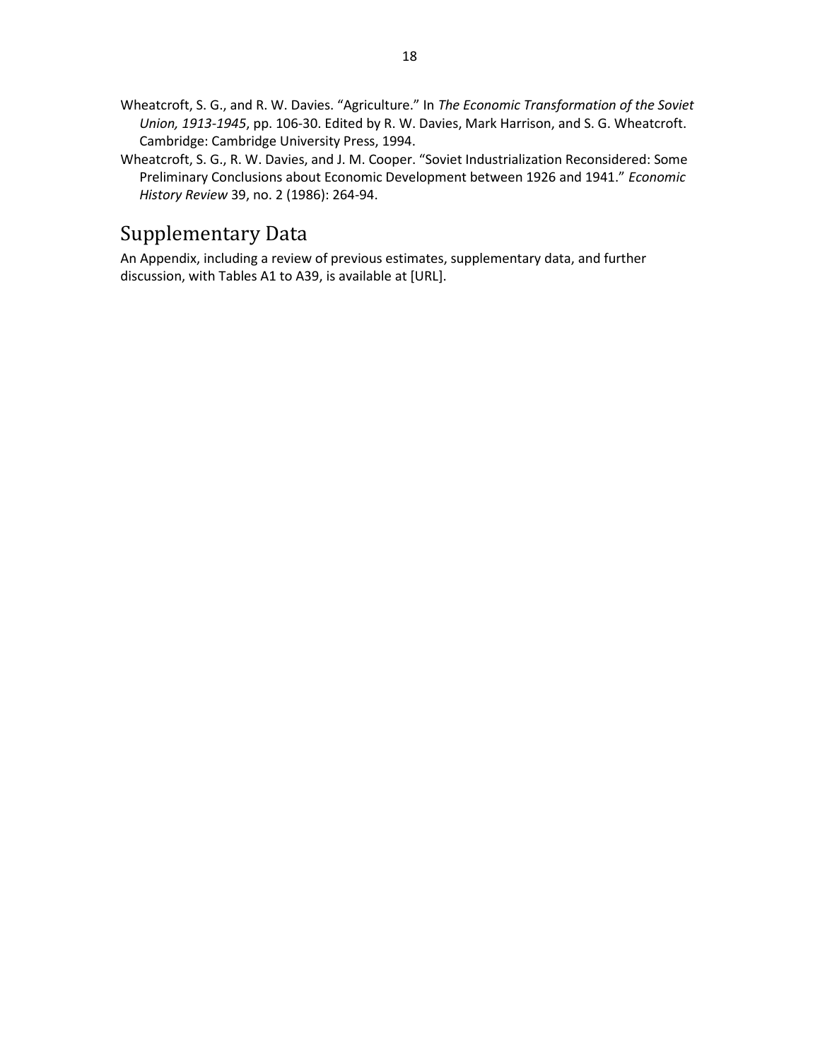Wheatcroft, S. G., and R. W. Davies. "Agriculture." In *The Economic Transformation of the Soviet Union, 1913-1945*, pp. 106-30. Edited by R. W. Davies, Mark Harrison, and S. G. Wheatcroft. Cambridge: Cambridge University Press, 1994.

Wheatcroft, S. G., R. W. Davies, and J. M. Cooper. "Soviet Industrialization Reconsidered: Some Preliminary Conclusions about Economic Development between 1926 and 1941." *Economic History Review* 39, no. 2 (1986): 264-94.

# Supplementary Data

An Appendix, including a review of previous estimates, supplementary data, and further discussion, with Tables A1 to A39, is available at [URL].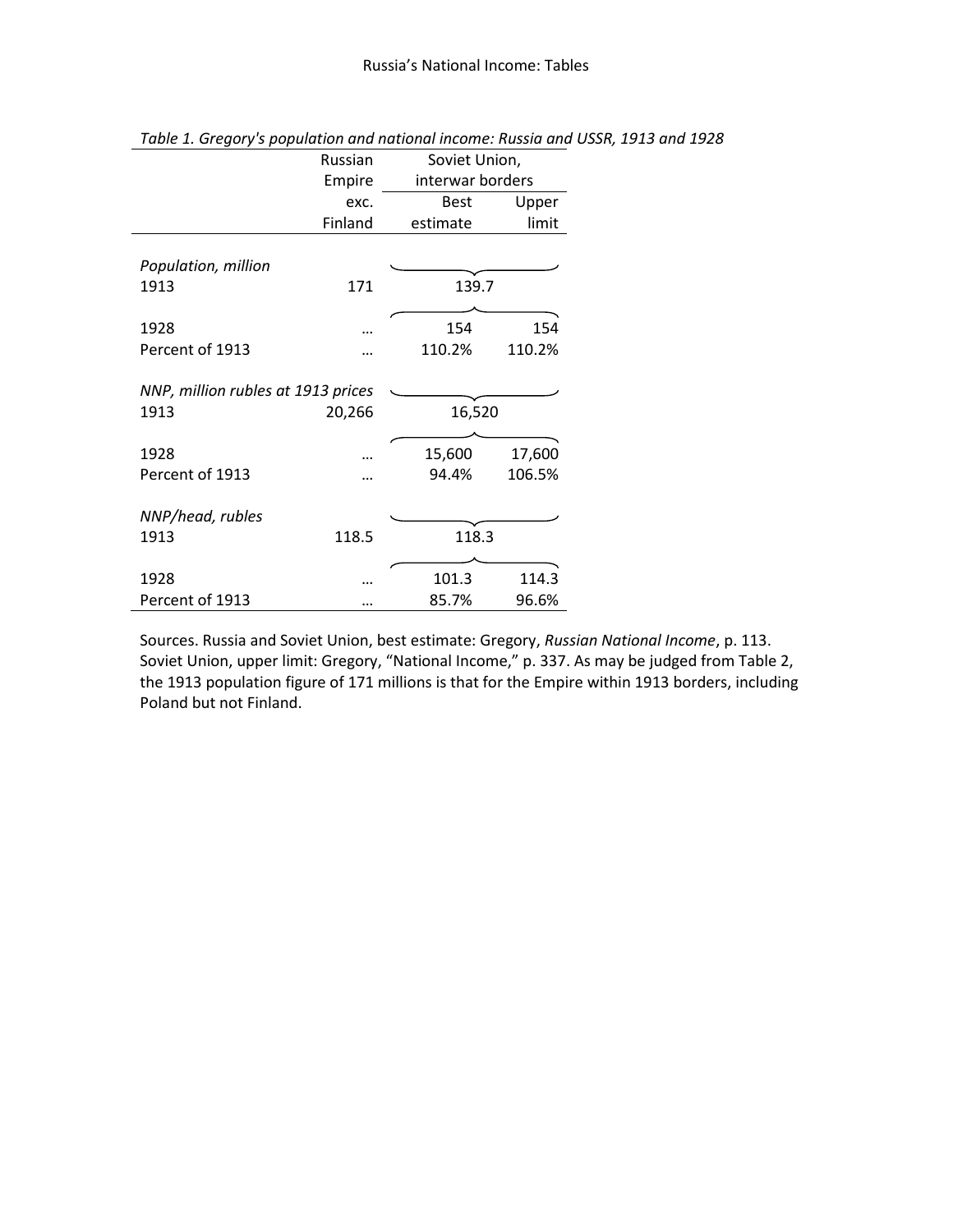*Table 1. Gregory's population and national income: Russia and USSR, 1913 and 1928*

| | Russian Empire exc. Finland | Soviet Union, interwar borders | |
|---|---|---|---|
| | | Best estimate | Upper limit |
| *Population, million* | | | |
| 1913 | 171 | 139.7 | |
| 1928 | … | 154 | 154 |
| Percent of 1913 | … | 110.2% | 110.2% |
| *NNP, million rubles at 1913 prices* | | | |
| 1913 | 20,266 | 16,520 | |
| 1928 | … | 15,600 | 17,600 |
| Percent of 1913 | … | 94.4% | 106.5% |
| *NNP/head, rubles* | | | |
| 1913 | 118.5 | 118.3 | |
| 1928 | … | 101.3 | 114.3 |
| Percent of 1913 | … | 85.7% | 96.6% |

Sources. Russia and Soviet Union, best estimate: Gregory, *Russian National Income*, p. 113. Soviet Union, upper limit: Gregory, "National Income," p. 337. As may be judged from Table 2, the 1913 population figure of 171 millions is that for the Empire within 1913 borders, including Poland but not Finland.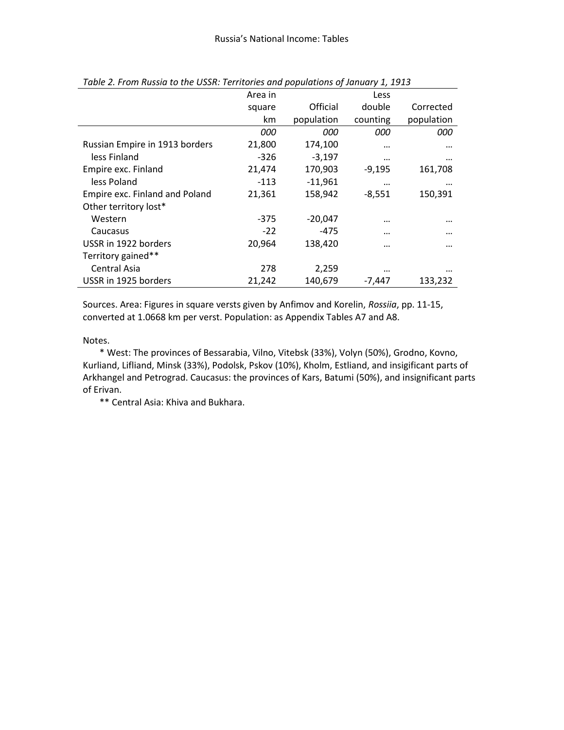*Table 2. From Russia to the USSR: Territories and populations of January 1, 1913*

| | Area in square km | Official population | Less double counting | Corrected population |
|---|---|---|---|---|
| | *000* | *000* | *000* | *000* |
| Russian Empire in 1913 borders | 21,800 | 174,100 | … | … |
| less Finland | -326 | -3,197 | … | … |
| Empire exc. Finland | 21,474 | 170,903 | -9,195 | 161,708 |
| less Poland | -113 | -11,961 | … | … |
| Empire exc. Finland and Poland | 21,361 | 158,942 | -8,551 | 150,391 |
| Other territory lost* | | | | |
| Western | -375 | -20,047 | … | … |
| Caucasus | -22 | -475 | … | … |
| USSR in 1922 borders | 20,964 | 138,420 | … | … |
| Territory gained** | | | | |
| Central Asia | 278 | 2,259 | … | … |
| USSR in 1925 borders | 21,242 | 140,679 | -7,447 | 133,232 |

Sources. Area: Figures in square versts given by Anfimov and Korelin, *Rossiia*, pp. 11-15, converted at 1.0668 km per verst. Population: as Appendix Tables A7 and A8.

Notes.

\* West: The provinces of Bessarabia, Vilno, Vitebsk (33%), Volyn (50%), Grodno, Kovno, Kurliand, Lifliand, Minsk (33%), Podolsk, Pskov (10%), Kholm, Estliand, and insigificant parts of Arkhangel and Petrograd. Caucasus: the provinces of Kars, Batumi (50%), and insignificant parts of Erivan.

\*\* Central Asia: Khiva and Bukhara.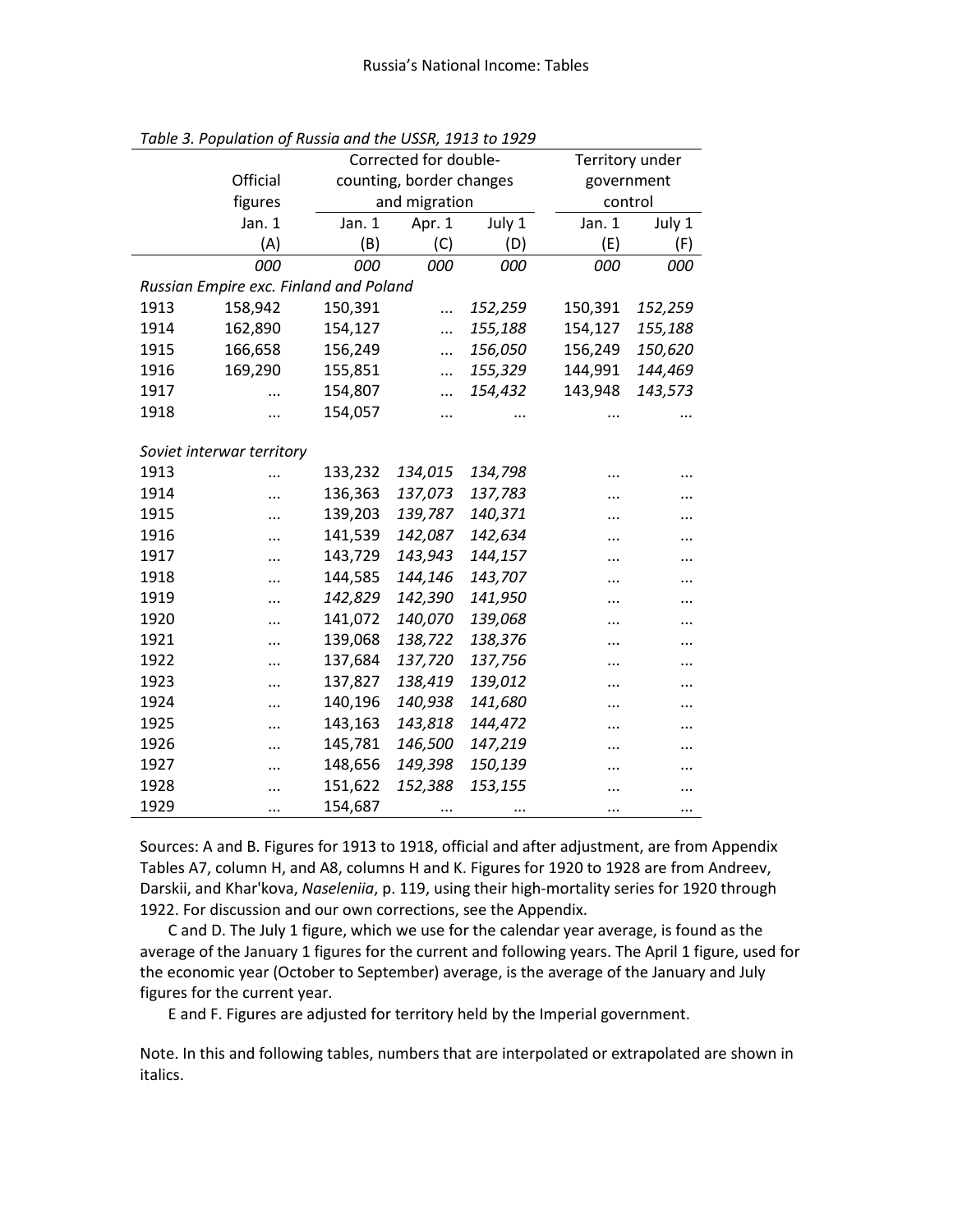*Table 3. Population of Russia and the USSR, 1913 to 1929*

| | Official figures | Corrected for double-counting, border changes and migration | | | Territory under government control | |
|---|---|---|---|---|---|---|
| | Jan. 1 | Jan. 1 | Apr. 1 | July 1 | Jan. 1 | July 1 |
| | (A) | (B) | (C) | (D) | (E) | (F) |
| | *000* | *000* | *000* | *000* | *000* | *000* |
| *Russian Empire exc. Finland and Poland* | | | | | | |
| 1913 | 158,942 | 150,391 | ... | *152,259* | 150,391 | *152,259* |
| 1914 | 162,890 | 154,127 | ... | *155,188* | 154,127 | *155,188* |
| 1915 | 166,658 | 156,249 | ... | *156,050* | 156,249 | *150,620* |
| 1916 | 169,290 | 155,851 | ... | *155,329* | 144,991 | *144,469* |
| 1917 | ... | 154,807 | ... | *154,432* | 143,948 | *143,573* |
| 1918 | ... | 154,057 | ... | ... | ... | ... |
| *Soviet interwar territory* | | | | | | |
| 1913 | ... | 133,232 | *134,015* | *134,798* | ... | ... |
| 1914 | ... | 136,363 | *137,073* | *137,783* | ... | ... |
| 1915 | ... | 139,203 | *139,787* | *140,371* | ... | ... |
| 1916 | ... | 141,539 | *142,087* | *142,634* | ... | ... |
| 1917 | ... | 143,729 | *143,943* | *144,157* | ... | ... |
| 1918 | ... | 144,585 | *144,146* | *143,707* | ... | ... |
| 1919 | ... | *142,829* | *142,390* | *141,950* | ... | ... |
| 1920 | ... | 141,072 | *140,070* | *139,068* | ... | ... |
| 1921 | ... | 139,068 | *138,722* | *138,376* | ... | ... |
| 1922 | ... | 137,684 | *137,720* | *137,756* | ... | ... |
| 1923 | ... | 137,827 | *138,419* | *139,012* | ... | ... |
| 1924 | ... | 140,196 | *140,938* | *141,680* | ... | ... |
| 1925 | ... | 143,163 | *143,818* | *144,472* | ... | ... |
| 1926 | ... | 145,781 | *146,500* | *147,219* | ... | ... |
| 1927 | ... | 148,656 | *149,398* | *150,139* | ... | ... |
| 1928 | ... | 151,622 | *152,388* | *153,155* | ... | ... |
| 1929 | ... | 154,687 | ... | ... | ... | ... |

Sources: A and B. Figures for 1913 to 1918, official and after adjustment, are from Appendix Tables A7, column H, and A8, columns H and K. Figures for 1920 to 1928 are from Andreev, Darskii, and Khar'kova, *Naseleniia*, p. 119, using their high-mortality series for 1920 through 1922. For discussion and our own corrections, see the Appendix.

C and D. The July 1 figure, which we use for the calendar year average, is found as the average of the January 1 figures for the current and following years. The April 1 figure, used for the economic year (October to September) average, is the average of the January and July figures for the current year.

E and F. Figures are adjusted for territory held by the Imperial government.

Note. In this and following tables, numbers that are interpolated or extrapolated are shown in italics.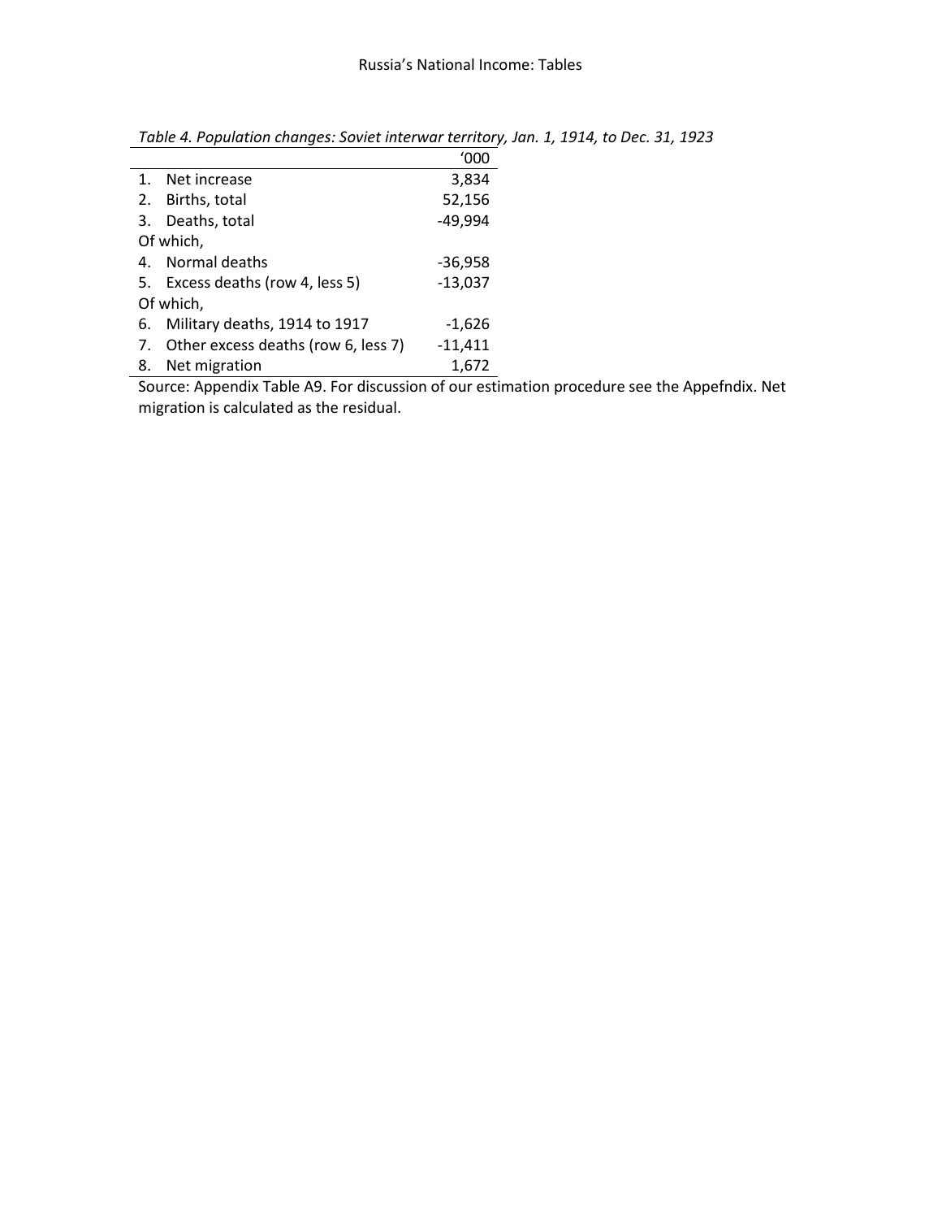*Table 4. Population changes: Soviet interwar territory, Jan. 1, 1914, to Dec. 31, 1923*

| | '000 |
|---|---|
| 1. Net increase | 3,834 |
| 2. Births, total | 52,156 |
| 3. Deaths, total | -49,994 |
| Of which, | |
| 4. Normal deaths | -36,958 |
| 5. Excess deaths (row 4, less 5) | -13,037 |
| Of which, | |
| 6. Military deaths, 1914 to 1917 | -1,626 |
| 7. Other excess deaths (row 6, less 7) | -11,411 |
| 8. Net migration | 1,672 |

Source: Appendix Table A9. For discussion of our estimation procedure see the Appefndix. Net migration is calculated as the residual.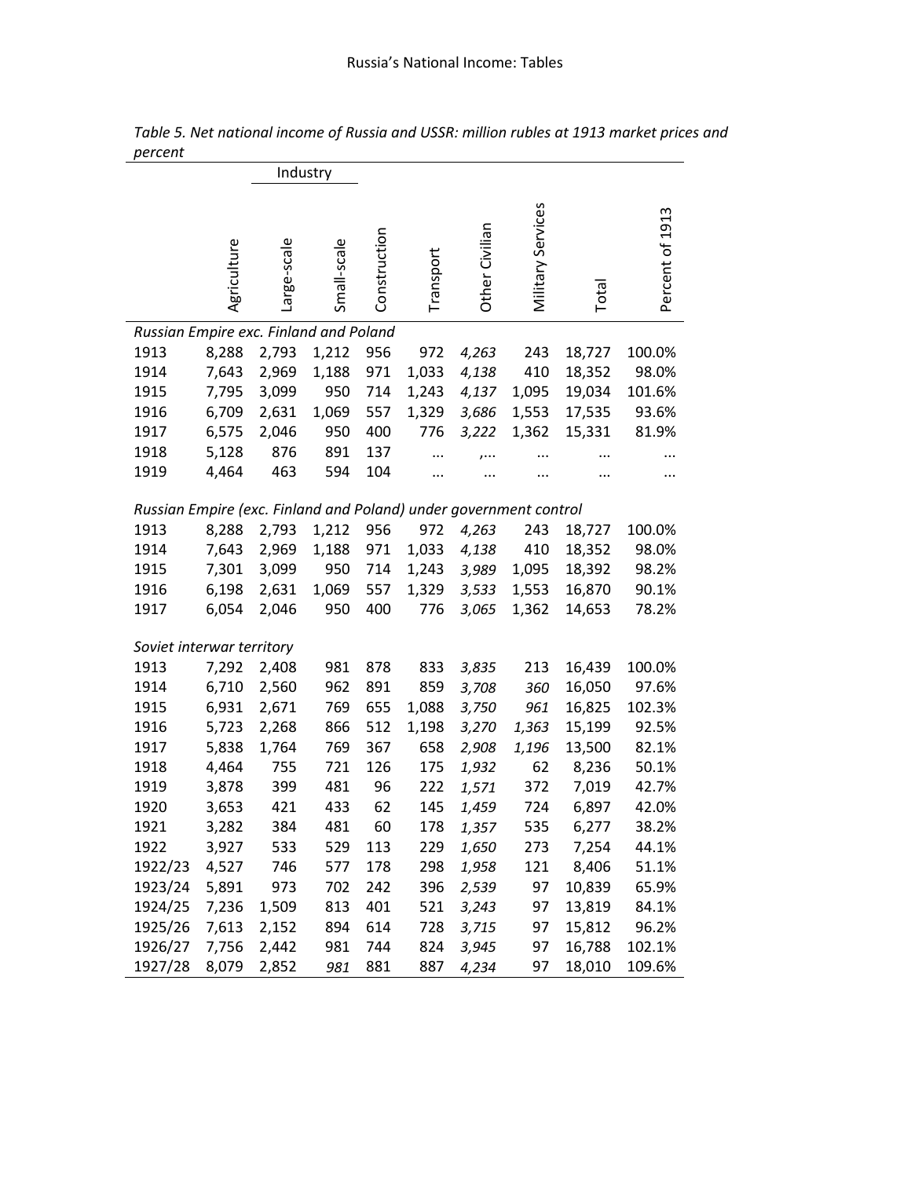*Table 5. Net national income of Russia and USSR: million rubles at 1913 market prices and percent*

| | Agriculture | Industry: Large-scale | Industry: Small-scale | Construction | Transport | Other Civilian | Military Services | Total | Percent of 1913 |
|---|---|---|---|---|---|---|---|---|---|
| *Russian Empire exc. Finland and Poland* | | | | | | | | | |
| 1913 | 8,288 | 2,793 | 1,212 | 956 | 972 | *4,263* | 243 | 18,727 | 100.0% |
| 1914 | 7,643 | 2,969 | 1,188 | 971 | 1,033 | *4,138* | 410 | 18,352 | 98.0% |
| 1915 | 7,795 | 3,099 | 950 | 714 | 1,243 | *4,137* | 1,095 | 19,034 | 101.6% |
| 1916 | 6,709 | 2,631 | 1,069 | 557 | 1,329 | *3,686* | 1,553 | 17,535 | 93.6% |
| 1917 | 6,575 | 2,046 | 950 | 400 | 776 | *3,222* | 1,362 | 15,331 | 81.9% |
| 1918 | 5,128 | 876 | 891 | 137 | … | ,… | … | … | … |
| 1919 | 4,464 | 463 | 594 | 104 | … | … | … | … | … |
| *Russian Empire (exc. Finland and Poland) under government control* | | | | | | | | | |
| 1913 | 8,288 | 2,793 | 1,212 | 956 | 972 | *4,263* | 243 | 18,727 | 100.0% |
| 1914 | 7,643 | 2,969 | 1,188 | 971 | 1,033 | *4,138* | 410 | 18,352 | 98.0% |
| 1915 | 7,301 | 3,099 | 950 | 714 | 1,243 | *3,989* | 1,095 | 18,392 | 98.2% |
| 1916 | 6,198 | 2,631 | 1,069 | 557 | 1,329 | *3,533* | 1,553 | 16,870 | 90.1% |
| 1917 | 6,054 | 2,046 | 950 | 400 | 776 | *3,065* | 1,362 | 14,653 | 78.2% |
| *Soviet interwar territory* | | | | | | | | | |
| 1913 | 7,292 | 2,408 | 981 | 878 | 833 | *3,835* | 213 | 16,439 | 100.0% |
| 1914 | 6,710 | 2,560 | 962 | 891 | 859 | *3,708* | *360* | 16,050 | 97.6% |
| 1915 | 6,931 | 2,671 | 769 | 655 | 1,088 | *3,750* | *961* | 16,825 | 102.3% |
| 1916 | 5,723 | 2,268 | 866 | 512 | 1,198 | *3,270* | *1,363* | 15,199 | 92.5% |
| 1917 | 5,838 | 1,764 | 769 | 367 | 658 | *2,908* | *1,196* | 13,500 | 82.1% |
| 1918 | 4,464 | 755 | 721 | 126 | 175 | *1,932* | 62 | 8,236 | 50.1% |
| 1919 | 3,878 | 399 | 481 | 96 | 222 | *1,571* | 372 | 7,019 | 42.7% |
| 1920 | 3,653 | 421 | 433 | 62 | 145 | *1,459* | 724 | 6,897 | 42.0% |
| 1921 | 3,282 | 384 | 481 | 60 | 178 | *1,357* | 535 | 6,277 | 38.2% |
| 1922 | 3,927 | 533 | 529 | 113 | 229 | *1,650* | 273 | 7,254 | 44.1% |
| 1922/23 | 4,527 | 746 | 577 | 178 | 298 | *1,958* | 121 | 8,406 | 51.1% |
| 1923/24 | 5,891 | 973 | 702 | 242 | 396 | *2,539* | 97 | 10,839 | 65.9% |
| 1924/25 | 7,236 | 1,509 | 813 | 401 | 521 | *3,243* | 97 | 13,819 | 84.1% |
| 1925/26 | 7,613 | 2,152 | 894 | 614 | 728 | *3,715* | 97 | 15,812 | 96.2% |
| 1926/27 | 7,756 | 2,442 | 981 | 744 | 824 | *3,945* | 97 | 16,788 | 102.1% |
| 1927/28 | 8,079 | 2,852 | *981* | 881 | 887 | *4,234* | 97 | 18,010 | 109.6% |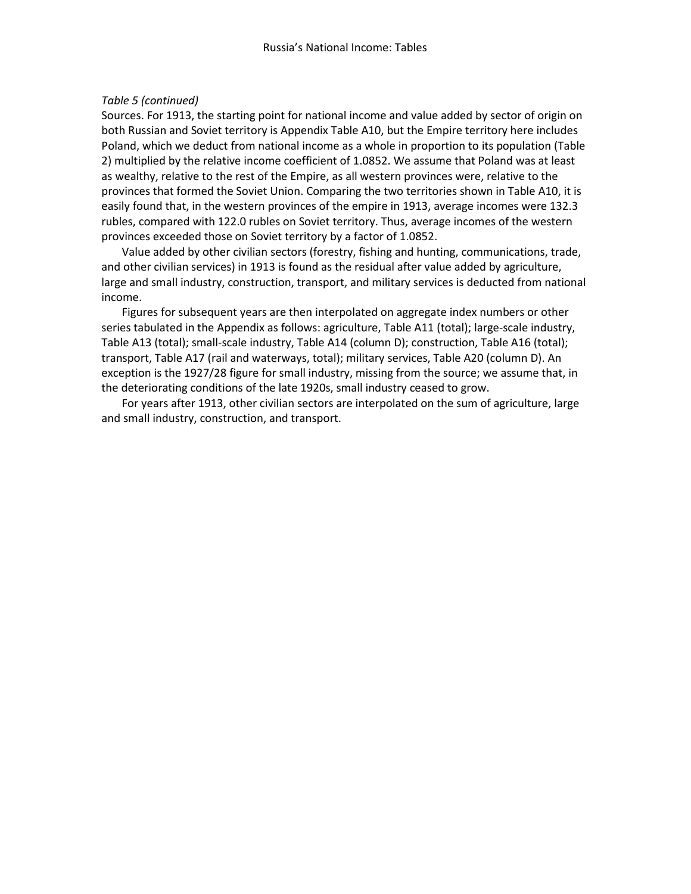*Table 5 (continued)*

Sources. For 1913, the starting point for national income and value added by sector of origin on both Russian and Soviet territory is Appendix Table A10, but the Empire territory here includes Poland, which we deduct from national income as a whole in proportion to its population (Table 2) multiplied by the relative income coefficient of 1.0852. We assume that Poland was at least as wealthy, relative to the rest of the Empire, as all western provinces were, relative to the provinces that formed the Soviet Union. Comparing the two territories shown in Table A10, it is easily found that, in the western provinces of the empire in 1913, average incomes were 132.3 rubles, compared with 122.0 rubles on Soviet territory. Thus, average incomes of the western provinces exceeded those on Soviet territory by a factor of 1.0852.

Value added by other civilian sectors (forestry, fishing and hunting, communications, trade, and other civilian services) in 1913 is found as the residual after value added by agriculture, large and small industry, construction, transport, and military services is deducted from national income.

Figures for subsequent years are then interpolated on aggregate index numbers or other series tabulated in the Appendix as follows: agriculture, Table A11 (total); large-scale industry, Table A13 (total); small-scale industry, Table A14 (column D); construction, Table A16 (total); transport, Table A17 (rail and waterways, total); military services, Table A20 (column D). An exception is the 1927/28 figure for small industry, missing from the source; we assume that, in the deteriorating conditions of the late 1920s, small industry ceased to grow.

For years after 1913, other civilian sectors are interpolated on the sum of agriculture, large and small industry, construction, and transport.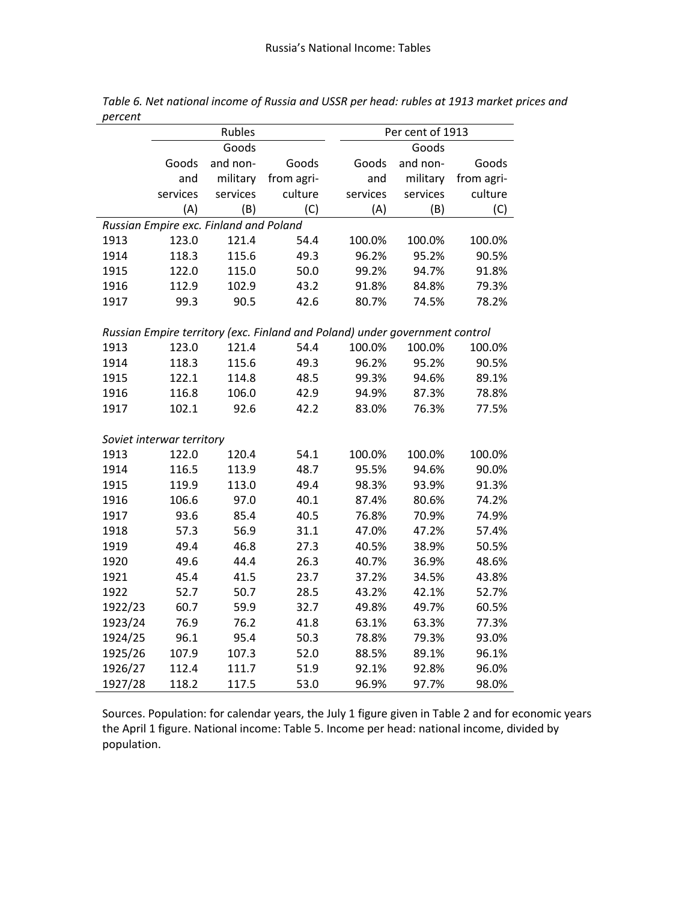*Table 6. Net national income of Russia and USSR per head: rubles at 1913 market prices and percent*

| | Rubles | | | Per cent of 1913 | | |
|---|---|---|---|---|---|---|
| | Goods and services (A) | Goods and non-military services (B) | Goods from agriculture (C) | Goods and services (A) | Goods and non-military services (B) | Goods from agriculture (C) |
| *Russian Empire exc. Finland and Poland* | | | | | | |
| 1913 | 123.0 | 121.4 | 54.4 | 100.0% | 100.0% | 100.0% |
| 1914 | 118.3 | 115.6 | 49.3 | 96.2% | 95.2% | 90.5% |
| 1915 | 122.0 | 115.0 | 50.0 | 99.2% | 94.7% | 91.8% |
| 1916 | 112.9 | 102.9 | 43.2 | 91.8% | 84.8% | 79.3% |
| 1917 | 99.3 | 90.5 | 42.6 | 80.7% | 74.5% | 78.2% |
| *Russian Empire territory (exc. Finland and Poland) under government control* | | | | | | |
| 1913 | 123.0 | 121.4 | 54.4 | 100.0% | 100.0% | 100.0% |
| 1914 | 118.3 | 115.6 | 49.3 | 96.2% | 95.2% | 90.5% |
| 1915 | 122.1 | 114.8 | 48.5 | 99.3% | 94.6% | 89.1% |
| 1916 | 116.8 | 106.0 | 42.9 | 94.9% | 87.3% | 78.8% |
| 1917 | 102.1 | 92.6 | 42.2 | 83.0% | 76.3% | 77.5% |
| *Soviet interwar territory* | | | | | | |
| 1913 | 122.0 | 120.4 | 54.1 | 100.0% | 100.0% | 100.0% |
| 1914 | 116.5 | 113.9 | 48.7 | 95.5% | 94.6% | 90.0% |
| 1915 | 119.9 | 113.0 | 49.4 | 98.3% | 93.9% | 91.3% |
| 1916 | 106.6 | 97.0 | 40.1 | 87.4% | 80.6% | 74.2% |
| 1917 | 93.6 | 85.4 | 40.5 | 76.8% | 70.9% | 74.9% |
| 1918 | 57.3 | 56.9 | 31.1 | 47.0% | 47.2% | 57.4% |
| 1919 | 49.4 | 46.8 | 27.3 | 40.5% | 38.9% | 50.5% |
| 1920 | 49.6 | 44.4 | 26.3 | 40.7% | 36.9% | 48.6% |
| 1921 | 45.4 | 41.5 | 23.7 | 37.2% | 34.5% | 43.8% |
| 1922 | 52.7 | 50.7 | 28.5 | 43.2% | 42.1% | 52.7% |
| 1922/23 | 60.7 | 59.9 | 32.7 | 49.8% | 49.7% | 60.5% |
| 1923/24 | 76.9 | 76.2 | 41.8 | 63.1% | 63.3% | 77.3% |
| 1924/25 | 96.1 | 95.4 | 50.3 | 78.8% | 79.3% | 93.0% |
| 1925/26 | 107.9 | 107.3 | 52.0 | 88.5% | 89.1% | 96.1% |
| 1926/27 | 112.4 | 111.7 | 51.9 | 92.1% | 92.8% | 96.0% |
| 1927/28 | 118.2 | 117.5 | 53.0 | 96.9% | 97.7% | 98.0% |

Sources. Population: for calendar years, the July 1 figure given in Table 2 and for economic years the April 1 figure. National income: Table 5. Income per head: national income, divided by population.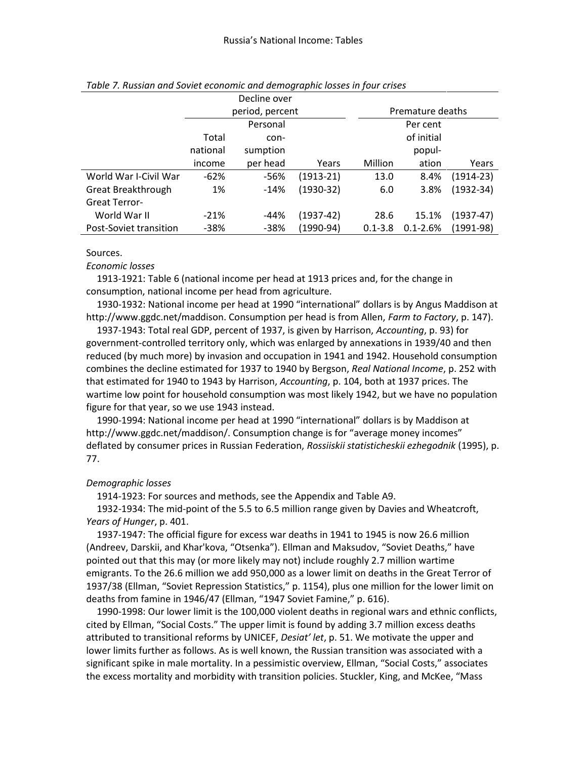*Table 7. Russian and Soviet economic and demographic losses in four crises*

| | Decline over period, percent | | | Premature deaths | | |
|---|---|---|---|---|---|---|
| | Total national income | Personal con-sumption per head | Years | Million | Per cent of initial popul-ation | Years |
| World War I-Civil War | -62% | -56% | (1913-21) | 13.0 | 8.4% | (1914-23) |
| Great Breakthrough | 1% | -14% | (1930-32) | 6.0 | 3.8% | (1932-34) |
| Great Terror-World War II | -21% | -44% | (1937-42) | 28.6 | 15.1% | (1937-47) |
| Post-Soviet transition | -38% | -38% | (1990-94) | 0.1-3.8 | 0.1-2.6% | (1991-98) |

Sources.

*Economic losses*

1913-1921: Table 6 (national income per head at 1913 prices and, for the change in consumption, national income per head from agriculture.

1930-1932: National income per head at 1990 "international" dollars is by Angus Maddison at http://www.ggdc.net/maddison. Consumption per head is from Allen, *Farm to Factory*, p. 147).

1937-1943: Total real GDP, percent of 1937, is given by Harrison, *Accounting*, p. 93) for government-controlled territory only, which was enlarged by annexations in 1939/40 and then reduced (by much more) by invasion and occupation in 1941 and 1942. Household consumption combines the decline estimated for 1937 to 1940 by Bergson, *Real National Income*, p. 252 with that estimated for 1940 to 1943 by Harrison, *Accounting*, p. 104, both at 1937 prices. The wartime low point for household consumption was most likely 1942, but we have no population figure for that year, so we use 1943 instead.

1990-1994: National income per head at 1990 "international" dollars is by Maddison at http://www.ggdc.net/maddison/. Consumption change is for "average money incomes" deflated by consumer prices in Russian Federation, *Rossiiskii statisticheskii ezhegodnik* (1995), p. 77.

*Demographic losses*

1914-1923: For sources and methods, see the Appendix and Table A9.

1932-1934: The mid-point of the 5.5 to 6.5 million range given by Davies and Wheatcroft, *Years of Hunger*, p. 401.

1937-1947: The official figure for excess war deaths in 1941 to 1945 is now 26.6 million (Andreev, Darskii, and Khar'kova, "Otsenka"). Ellman and Maksudov, "Soviet Deaths," have pointed out that this may (or more likely may not) include roughly 2.7 million wartime emigrants. To the 26.6 million we add 950,000 as a lower limit on deaths in the Great Terror of 1937/38 (Ellman, "Soviet Repression Statistics," p. 1154), plus one million for the lower limit on deaths from famine in 1946/47 (Ellman, "1947 Soviet Famine," p. 616).

1990-1998: Our lower limit is the 100,000 violent deaths in regional wars and ethnic conflicts, cited by Ellman, "Social Costs." The upper limit is found by adding 3.7 million excess deaths attributed to transitional reforms by UNICEF, *Desiat' let*, p. 51. We motivate the upper and lower limits further as follows. As is well known, the Russian transition was associated with a significant spike in male mortality. In a pessimistic overview, Ellman, "Social Costs," associates the excess mortality and morbidity with transition policies. Stuckler, King, and McKee, "Mass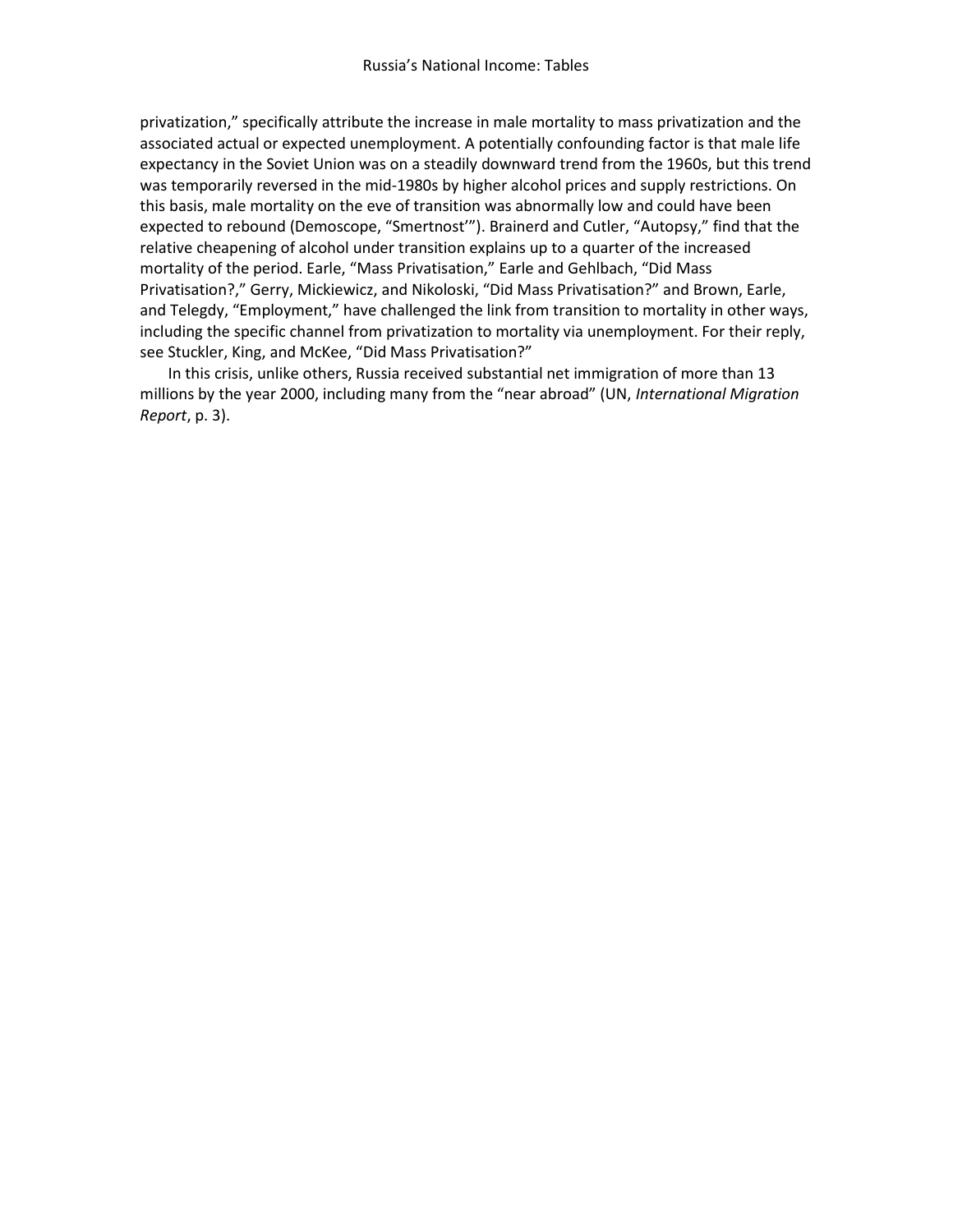privatization," specifically attribute the increase in male mortality to mass privatization and the associated actual or expected unemployment. A potentially confounding factor is that male life expectancy in the Soviet Union was on a steadily downward trend from the 1960s, but this trend was temporarily reversed in the mid-1980s by higher alcohol prices and supply restrictions. On this basis, male mortality on the eve of transition was abnormally low and could have been expected to rebound (Demoscope, "Smertnost'"). Brainerd and Cutler, "Autopsy," find that the relative cheapening of alcohol under transition explains up to a quarter of the increased mortality of the period. Earle, "Mass Privatisation," Earle and Gehlbach, "Did Mass Privatisation?," Gerry, Mickiewicz, and Nikoloski, "Did Mass Privatisation?" and Brown, Earle, and Telegdy, "Employment," have challenged the link from transition to mortality in other ways, including the specific channel from privatization to mortality via unemployment. For their reply, see Stuckler, King, and McKee, "Did Mass Privatisation?"

In this crisis, unlike others, Russia received substantial net immigration of more than 13 millions by the year 2000, including many from the "near abroad" (UN, *International Migration Report*, p. 3).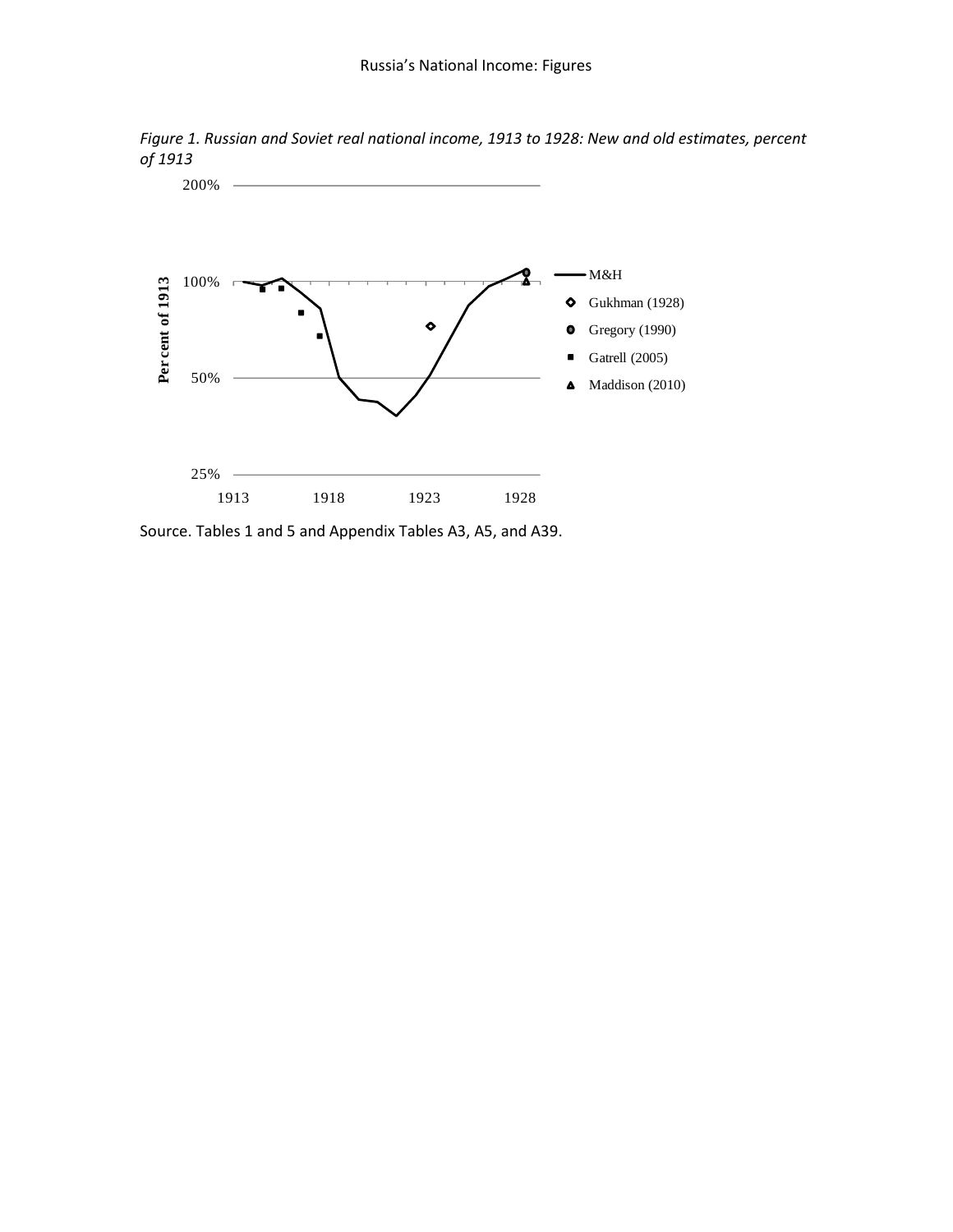*Figure 1. Russian and Soviet real national income, 1913 to 1928: New and old estimates, percent of 1913*

Source. Tables 1 and 5 and Appendix Tables A3, A5, and A39.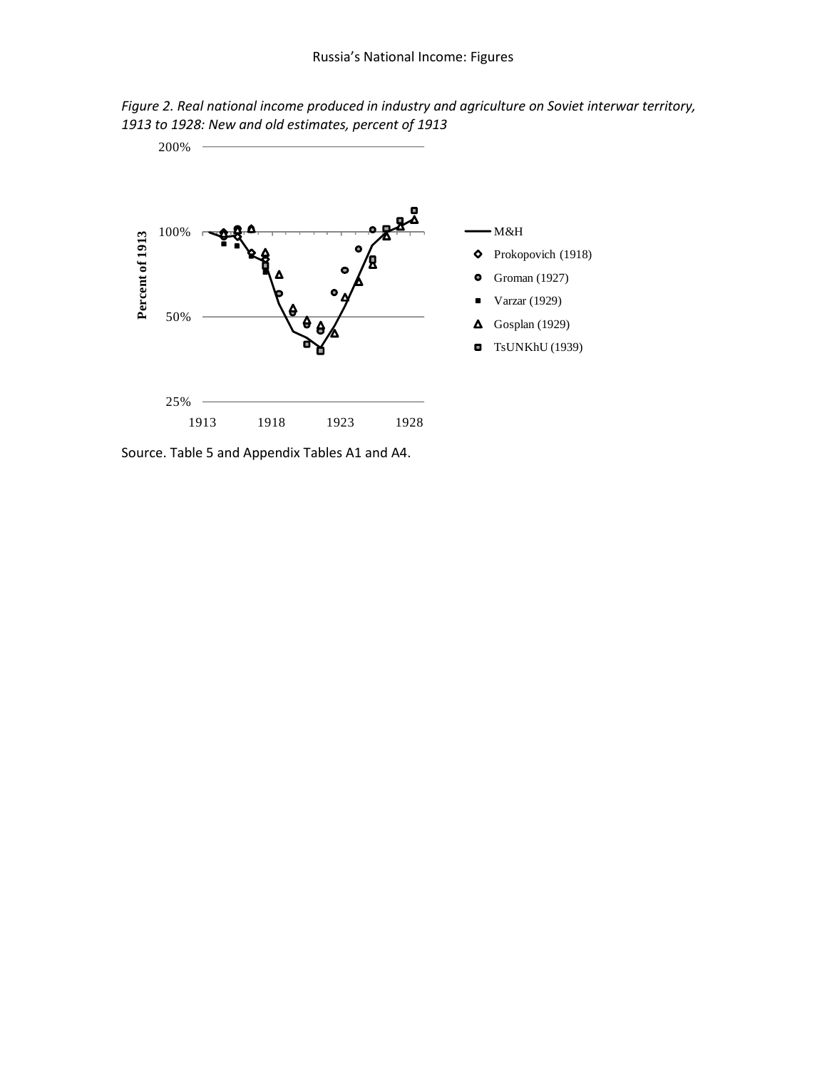*Figure 2. Real national income produced in industry and agriculture on Soviet interwar territory, 1913 to 1928: New and old estimates, percent of 1913*

Source. Table 5 and Appendix Tables A1 and A4.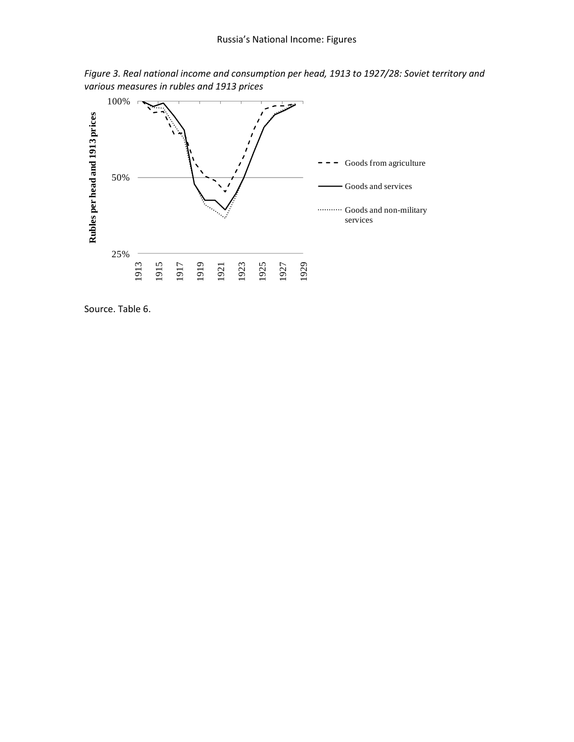*Figure 3. Real national income and consumption per head, 1913 to 1927/28: Soviet territory and various measures in rubles and 1913 prices*

Source. Table 6.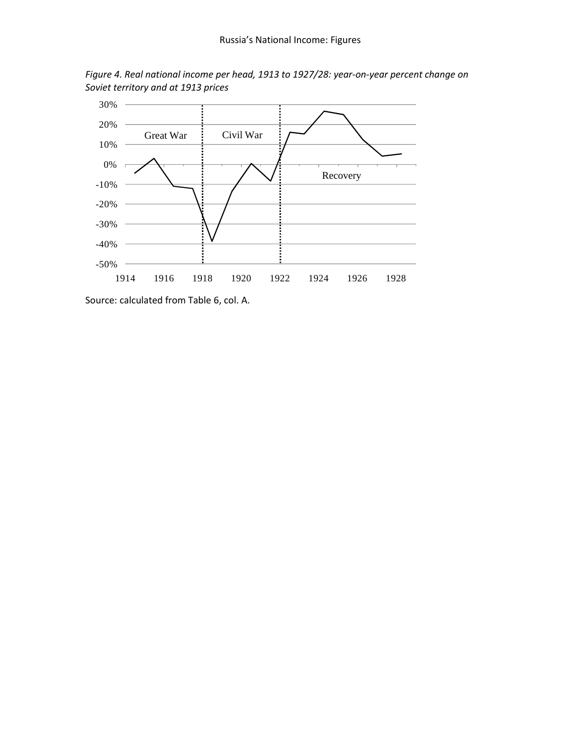*Figure 4. Real national income per head, 1913 to 1927/28: year-on-year percent change on Soviet territory and at 1913 prices*

Source: calculated from Table 6, col. A.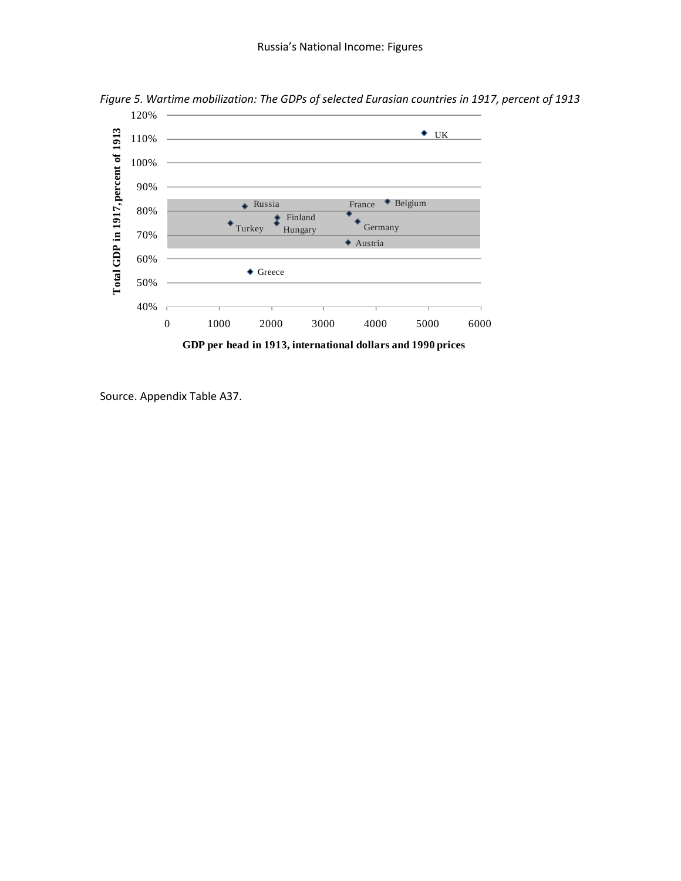*Figure 5. Wartime mobilization: The GDPs of selected Eurasian countries in 1917, percent of 1913*

Source. Appendix Table A37.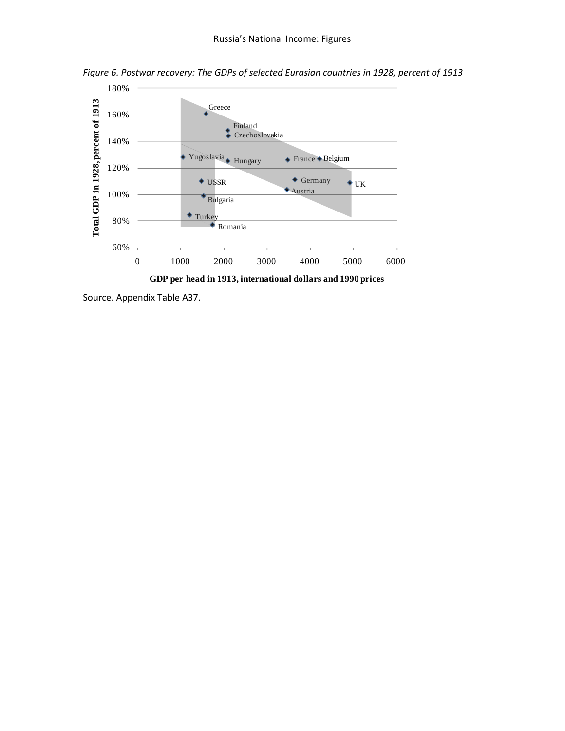*Figure 6. Postwar recovery: The GDPs of selected Eurasian countries in 1928, percent of 1913*

Source. Appendix Table A37.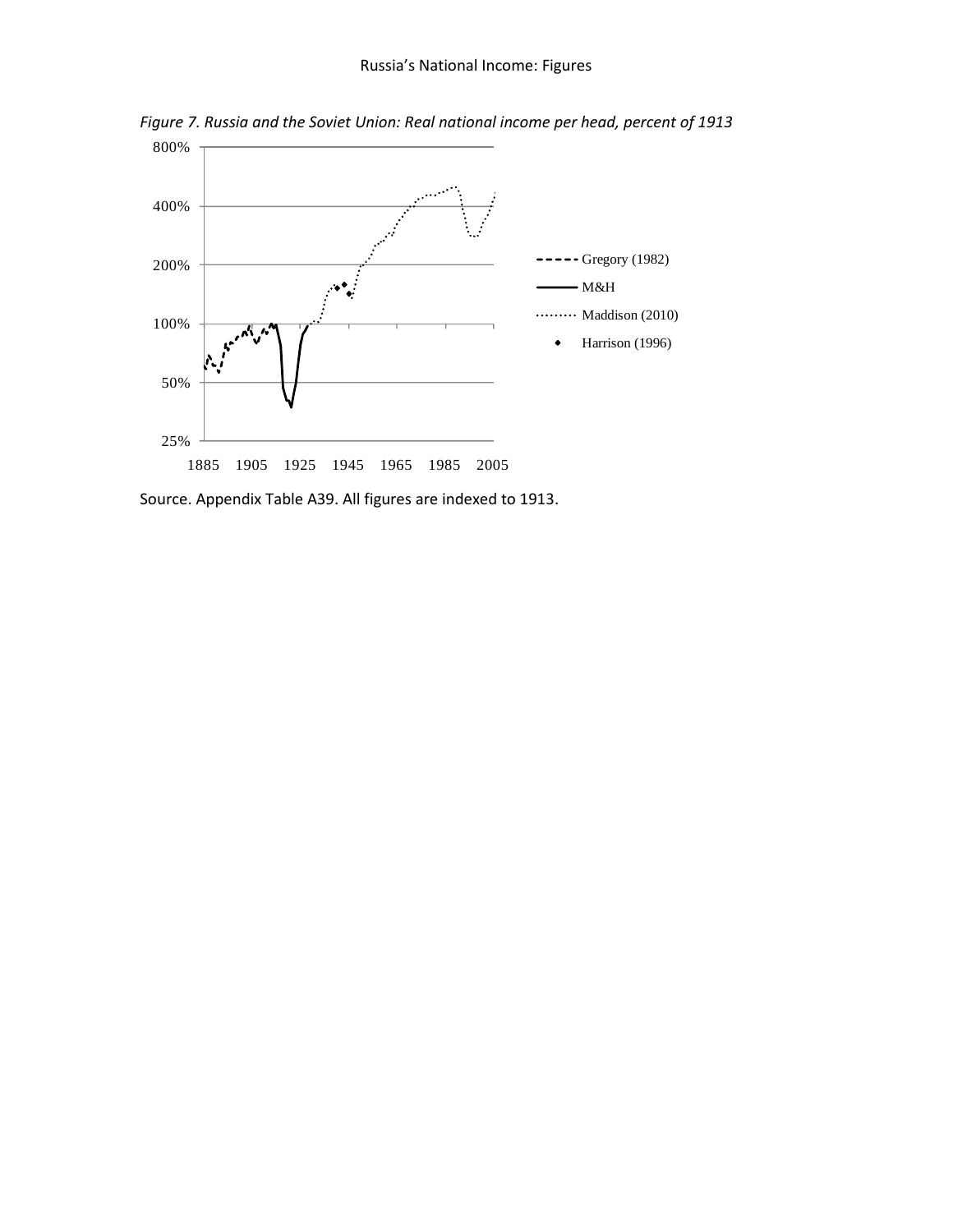*Figure 7. Russia and the Soviet Union: Real national income per head, percent of 1913*

800%
400%
200%
100%
50%
25%

1885 1905 1925 1945 1965 1985 2005

Gregory (1982)
M&H
Maddison (2010)
Harrison (1996)

Source. Appendix Table A39. All figures are indexed to 1913.